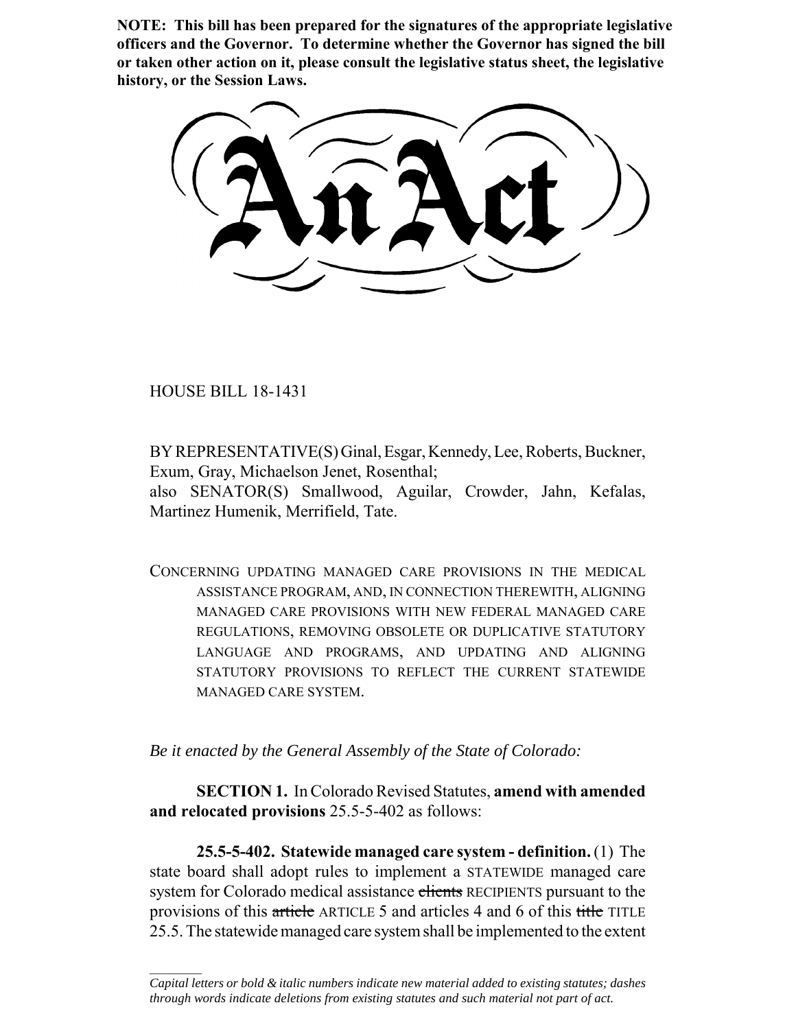**NOTE: This bill has been prepared for the signatures of the appropriate legislative officers and the Governor. To determine whether the Governor has signed the bill or taken other action on it, please consult the legislative status sheet, the legislative history, or the Session Laws.**

# An Act

HOUSE BILL 18-1431

BY REPRESENTATIVE(S) Ginal, Esgar, Kennedy, Lee, Roberts, Buckner, Exum, Gray, Michaelson Jenet, Rosenthal;
also SENATOR(S) Smallwood, Aguilar, Crowder, Jahn, Kefalas, Martinez Humenik, Merrifield, Tate.

CONCERNING UPDATING MANAGED CARE PROVISIONS IN THE MEDICAL ASSISTANCE PROGRAM, AND, IN CONNECTION THEREWITH, ALIGNING MANAGED CARE PROVISIONS WITH NEW FEDERAL MANAGED CARE REGULATIONS, REMOVING OBSOLETE OR DUPLICATIVE STATUTORY LANGUAGE AND PROGRAMS, AND UPDATING AND ALIGNING STATUTORY PROVISIONS TO REFLECT THE CURRENT STATEWIDE MANAGED CARE SYSTEM.

*Be it enacted by the General Assembly of the State of Colorado:*

**SECTION 1.** In Colorado Revised Statutes, **amend with amended and relocated provisions** 25.5-5-402 as follows:

**25.5-5-402. Statewide managed care system - definition.** (1) The state board shall adopt rules to implement a STATEWIDE managed care system for Colorado medical assistance ~~clients~~ RECIPIENTS pursuant to the provisions of this ~~article~~ ARTICLE 5 and articles 4 and 6 of this ~~title~~ TITLE 25.5. The statewide managed care system shall be implemented to the extent

*Capital letters or bold & italic numbers indicate new material added to existing statutes; dashes through words indicate deletions from existing statutes and such material not part of act.*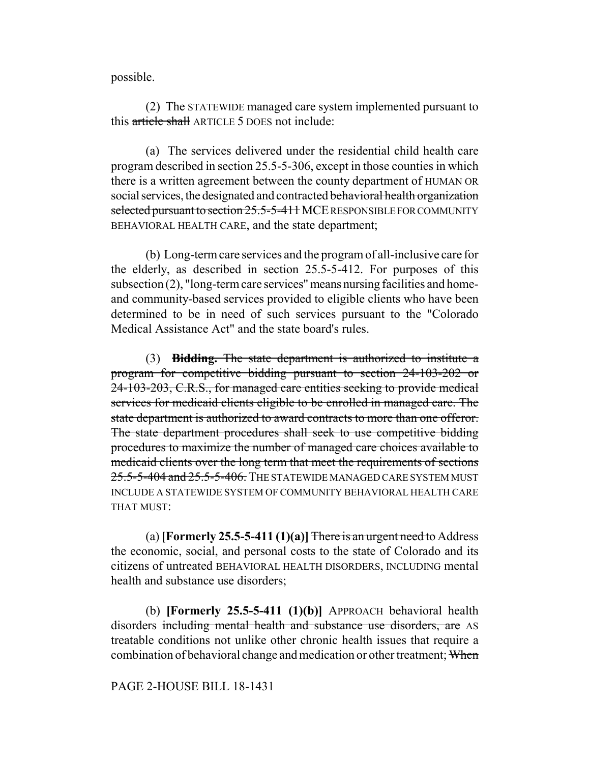possible.

(2) The STATEWIDE managed care system implemented pursuant to this ~~article shall~~ ARTICLE 5 DOES not include:

(a) The services delivered under the residential child health care program described in section 25.5-5-306, except in those counties in which there is a written agreement between the county department of HUMAN OR social services, the designated and contracted ~~behavioral health organization selected pursuant to section 25.5-5-411~~ MCE RESPONSIBLE FOR COMMUNITY BEHAVIORAL HEALTH CARE, and the state department;

(b) Long-term care services and the program of all-inclusive care for the elderly, as described in section 25.5-5-412. For purposes of this subsection (2), "long-term care services" means nursing facilities and home- and community-based services provided to eligible clients who have been determined to be in need of such services pursuant to the "Colorado Medical Assistance Act" and the state board's rules.

(3) **Bidding.** ~~The state department is authorized to institute a program for competitive bidding pursuant to section 24-103-202 or 24-103-203, C.R.S., for managed care entities seeking to provide medical services for medicaid clients eligible to be enrolled in managed care. The state department is authorized to award contracts to more than one offeror. The state department procedures shall seek to use competitive bidding procedures to maximize the number of managed care choices available to medicaid clients over the long term that meet the requirements of sections 25.5-5-404 and 25.5-5-406.~~ THE STATEWIDE MANAGED CARE SYSTEM MUST INCLUDE A STATEWIDE SYSTEM OF COMMUNITY BEHAVIORAL HEALTH CARE THAT MUST:

(a) **[Formerly 25.5-5-411 (1)(a)]** ~~There is an urgent need to~~ Address the economic, social, and personal costs to the state of Colorado and its citizens of untreated BEHAVIORAL HEALTH DISORDERS, INCLUDING mental health and substance use disorders;

(b) **[Formerly 25.5-5-411 (1)(b)]** APPROACH behavioral health disorders ~~including mental health and substance use disorders, are~~ AS treatable conditions not unlike other chronic health issues that require a combination of behavioral change and medication or other treatment; ~~When~~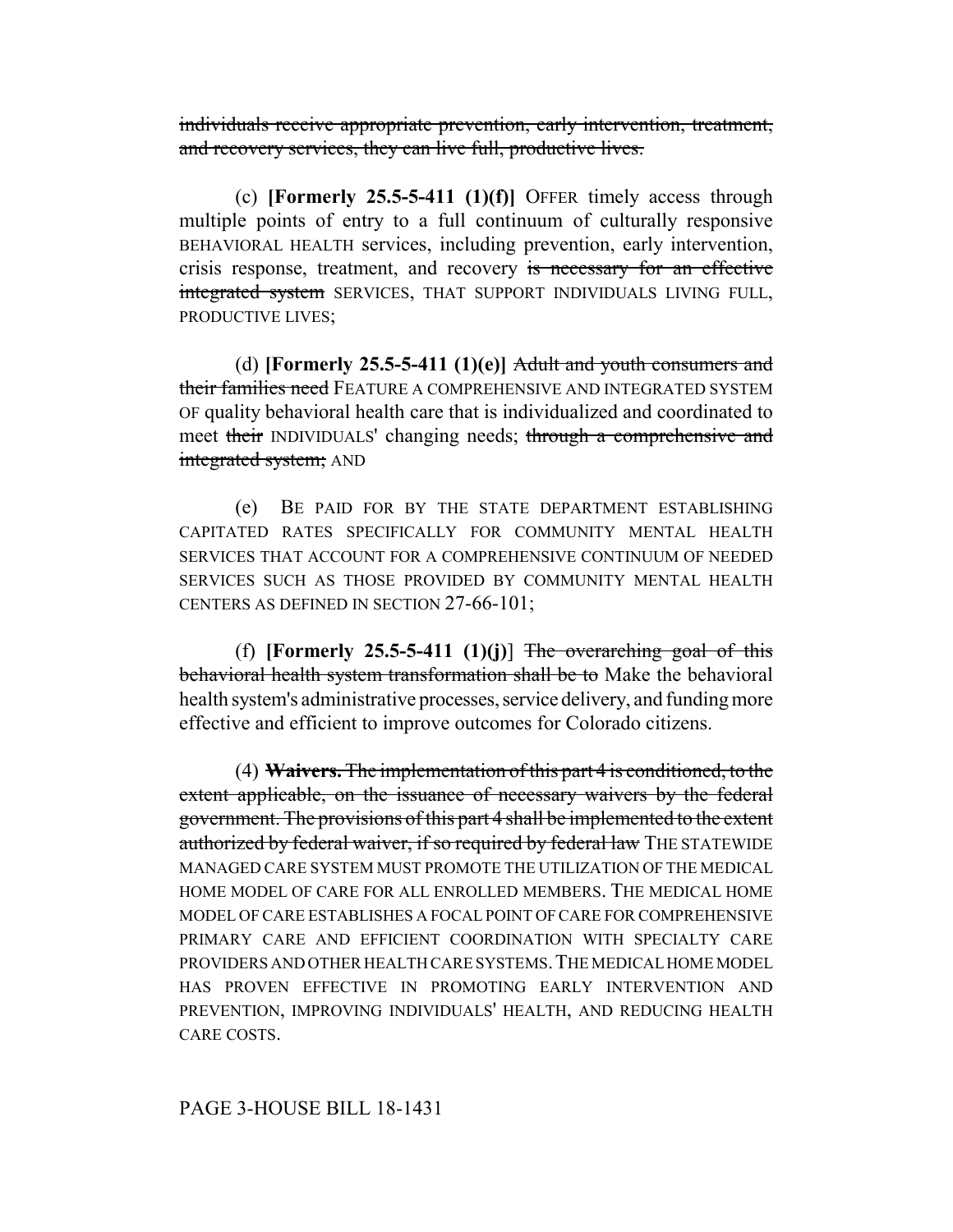~~individuals receive appropriate prevention, early intervention, treatment, and recovery services, they can live full, productive lives.~~

(c) **[Formerly 25.5-5-411 (1)(f)]** OFFER timely access through multiple points of entry to a full continuum of culturally responsive BEHAVIORAL HEALTH services, including prevention, early intervention, crisis response, treatment, and recovery ~~is necessary for an effective integrated system~~ SERVICES, THAT SUPPORT INDIVIDUALS LIVING FULL, PRODUCTIVE LIVES;

(d) **[Formerly 25.5-5-411 (1)(e)]** ~~Adult and youth consumers and their families need~~ FEATURE A COMPREHENSIVE AND INTEGRATED SYSTEM OF quality behavioral health care that is individualized and coordinated to meet ~~their~~ INDIVIDUALS' changing needs; ~~through a comprehensive and integrated system;~~ AND

(e) BE PAID FOR BY THE STATE DEPARTMENT ESTABLISHING CAPITATED RATES SPECIFICALLY FOR COMMUNITY MENTAL HEALTH SERVICES THAT ACCOUNT FOR A COMPREHENSIVE CONTINUUM OF NEEDED SERVICES SUCH AS THOSE PROVIDED BY COMMUNITY MENTAL HEALTH CENTERS AS DEFINED IN SECTION 27-66-101;

(f) **[Formerly 25.5-5-411 (1)(j)]** ~~The overarching goal of this behavioral health system transformation shall be to~~ Make the behavioral health system's administrative processes, service delivery, and funding more effective and efficient to improve outcomes for Colorado citizens.

(4) ~~**Waivers.** The implementation of this part 4 is conditioned, to the extent applicable, on the issuance of necessary waivers by the federal government. The provisions of this part 4 shall be implemented to the extent authorized by federal waiver, if so required by federal law~~ THE STATEWIDE MANAGED CARE SYSTEM MUST PROMOTE THE UTILIZATION OF THE MEDICAL HOME MODEL OF CARE FOR ALL ENROLLED MEMBERS. THE MEDICAL HOME MODEL OF CARE ESTABLISHES A FOCAL POINT OF CARE FOR COMPREHENSIVE PRIMARY CARE AND EFFICIENT COORDINATION WITH SPECIALTY CARE PROVIDERS AND OTHER HEALTH CARE SYSTEMS. THE MEDICAL HOME MODEL HAS PROVEN EFFECTIVE IN PROMOTING EARLY INTERVENTION AND PREVENTION, IMPROVING INDIVIDUALS' HEALTH, AND REDUCING HEALTH CARE COSTS.

PAGE 3-HOUSE BILL 18-1431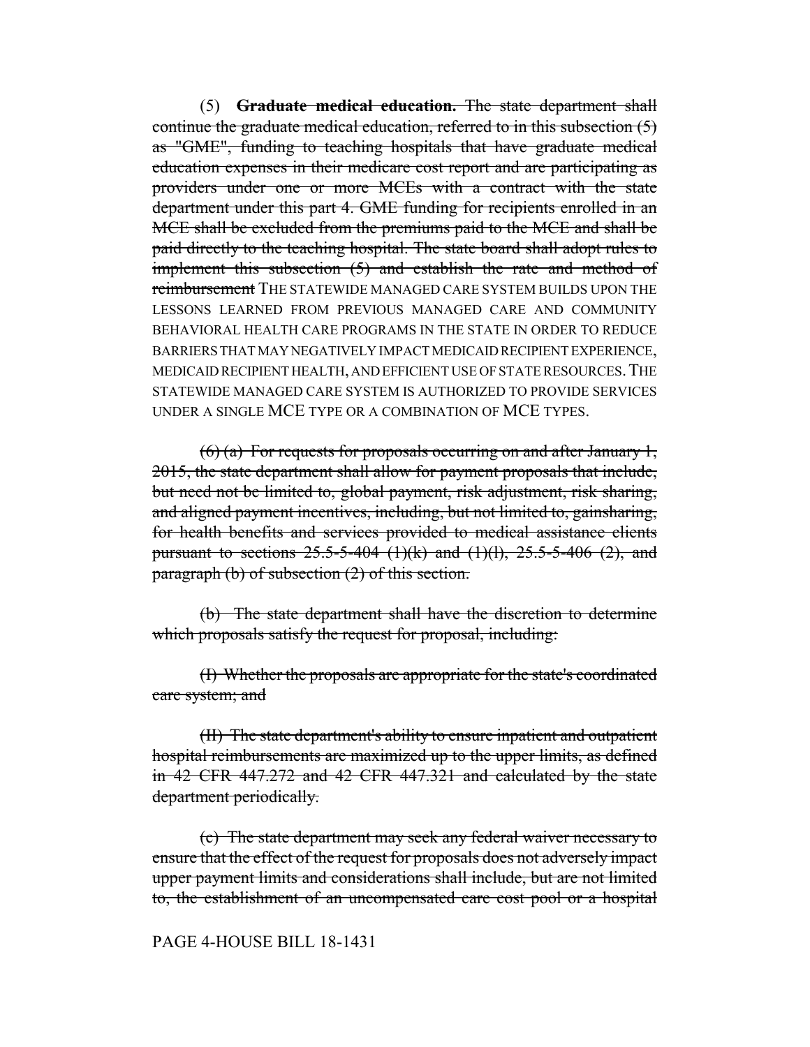(5) **Graduate medical education.** ~~The state department shall continue the graduate medical education, referred to in this subsection (5) as "GME", funding to teaching hospitals that have graduate medical education expenses in their medicare cost report and are participating as providers under one or more MCEs with a contract with the state department under this part 4. GME funding for recipients enrolled in an MCE shall be excluded from the premiums paid to the MCE and shall be paid directly to the teaching hospital. The state board shall adopt rules to implement this subsection (5) and establish the rate and method of reimbursement~~ THE STATEWIDE MANAGED CARE SYSTEM BUILDS UPON THE LESSONS LEARNED FROM PREVIOUS MANAGED CARE AND COMMUNITY BEHAVIORAL HEALTH CARE PROGRAMS IN THE STATE IN ORDER TO REDUCE BARRIERS THAT MAY NEGATIVELY IMPACT MEDICAID RECIPIENT EXPERIENCE, MEDICAID RECIPIENT HEALTH, AND EFFICIENT USE OF STATE RESOURCES. THE STATEWIDE MANAGED CARE SYSTEM IS AUTHORIZED TO PROVIDE SERVICES UNDER A SINGLE MCE TYPE OR A COMBINATION OF MCE TYPES.

~~(6) (a) For requests for proposals occurring on and after January 1, 2015, the state department shall allow for payment proposals that include, but need not be limited to, global payment, risk adjustment, risk sharing, and aligned payment incentives, including, but not limited to, gainsharing, for health benefits and services provided to medical assistance clients pursuant to sections 25.5-5-404 (1)(k) and (1)(l), 25.5-5-406 (2), and paragraph (b) of subsection (2) of this section.~~

~~(b) The state department shall have the discretion to determine which proposals satisfy the request for proposal, including:~~

~~(I) Whether the proposals are appropriate for the state's coordinated care system; and~~

~~(II) The state department's ability to ensure inpatient and outpatient hospital reimbursements are maximized up to the upper limits, as defined in 42 CFR 447.272 and 42 CFR 447.321 and calculated by the state department periodically.~~

~~(c) The state department may seek any federal waiver necessary to ensure that the effect of the request for proposals does not adversely impact upper payment limits and considerations shall include, but are not limited to, the establishment of an uncompensated care cost pool or a hospital~~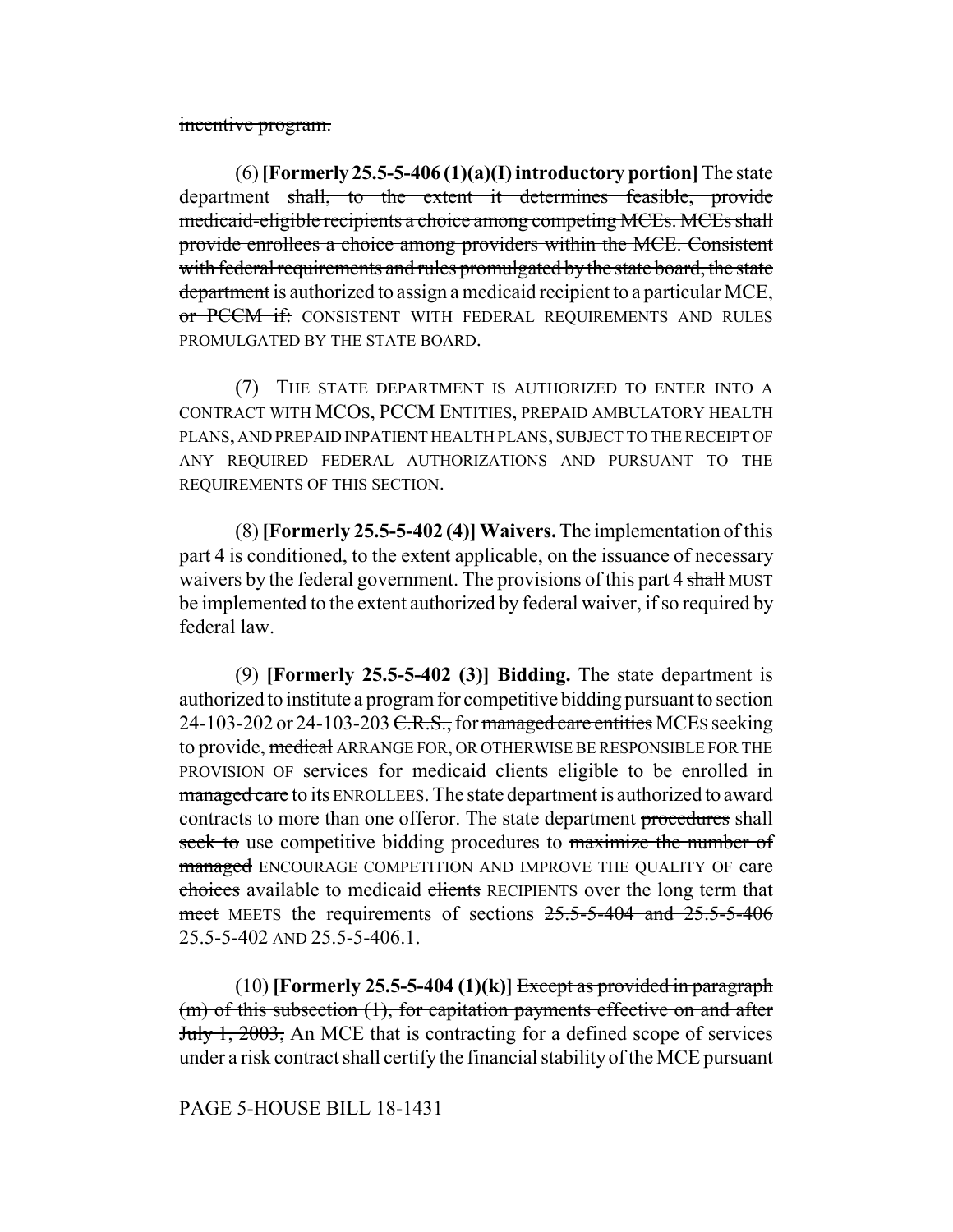~~incentive program.~~

(6) **[Formerly 25.5-5-406 (1)(a)(I) introductory portion]** The state department ~~shall, to the extent it determines feasible, provide medicaid-eligible recipients a choice among competing MCEs. MCEs shall provide enrollees a choice among providers within the MCE. Consistent with federal requirements and rules promulgated by the state board, the state department~~ is authorized to assign a medicaid recipient to a particular MCE, ~~or PCCM if:~~ CONSISTENT WITH FEDERAL REQUIREMENTS AND RULES PROMULGATED BY THE STATE BOARD.

(7) THE STATE DEPARTMENT IS AUTHORIZED TO ENTER INTO A CONTRACT WITH MCOs, PCCM ENTITIES, PREPAID AMBULATORY HEALTH PLANS, AND PREPAID INPATIENT HEALTH PLANS, SUBJECT TO THE RECEIPT OF ANY REQUIRED FEDERAL AUTHORIZATIONS AND PURSUANT TO THE REQUIREMENTS OF THIS SECTION.

(8) **[Formerly 25.5-5-402 (4)] Waivers.** The implementation of this part 4 is conditioned, to the extent applicable, on the issuance of necessary waivers by the federal government. The provisions of this part 4 ~~shall~~ MUST be implemented to the extent authorized by federal waiver, if so required by federal law.

(9) **[Formerly 25.5-5-402 (3)] Bidding.** The state department is authorized to institute a program for competitive bidding pursuant to section 24-103-202 or 24-103-203 ~~C.R.S.,~~ for ~~managed care entities~~ MCEs seeking to provide, ~~medical~~ ARRANGE FOR, OR OTHERWISE BE RESPONSIBLE FOR THE PROVISION OF services ~~for medicaid clients eligible to be enrolled in managed care~~ to its ENROLLEES. The state department is authorized to award contracts to more than one offeror. The state department ~~procedures~~ shall ~~seek to~~ use competitive bidding procedures to ~~maximize the number of managed~~ ENCOURAGE COMPETITION AND IMPROVE THE QUALITY OF care ~~choices~~ available to medicaid ~~clients~~ RECIPIENTS over the long term that ~~meet~~ MEETS the requirements of sections ~~25.5-5-404 and 25.5-5-406~~ 25.5-5-402 AND 25.5-5-406.1.

(10) **[Formerly 25.5-5-404 (1)(k)]** ~~Except as provided in paragraph (m) of this subsection (1), for capitation payments effective on and after July 1, 2003,~~ An MCE that is contracting for a defined scope of services under a risk contract shall certify the financial stability of the MCE pursuant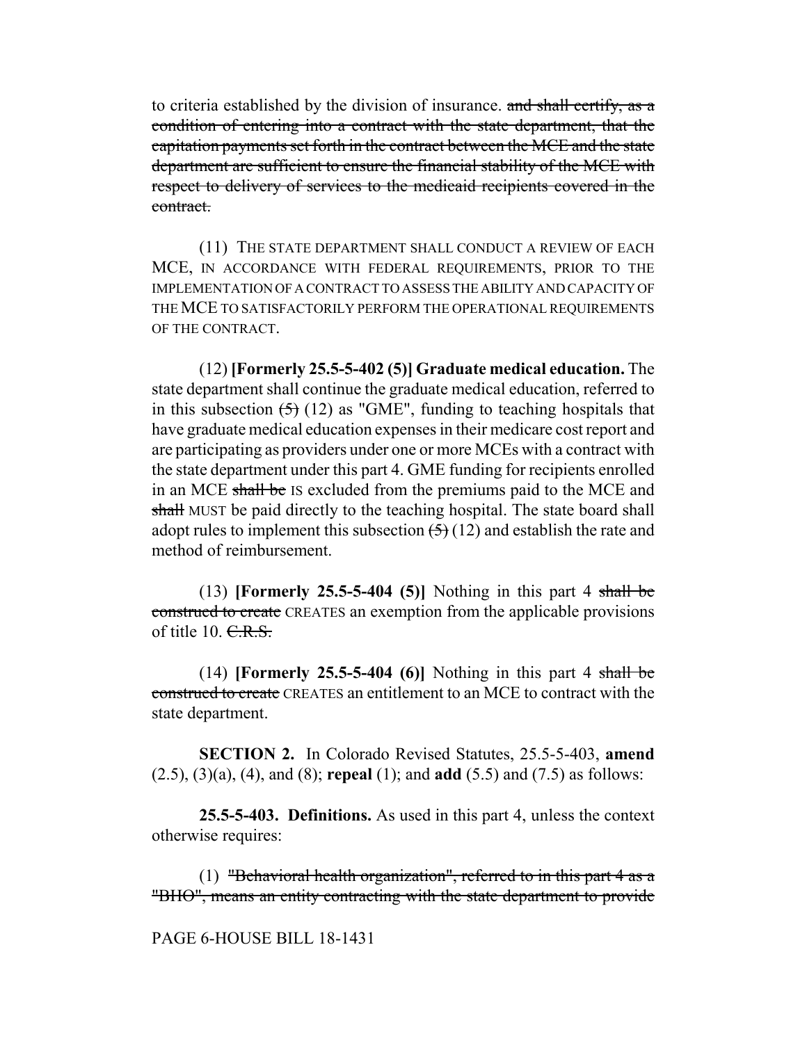to criteria established by the division of insurance. ~~and shall certify, as a condition of entering into a contract with the state department, that the capitation payments set forth in the contract between the MCE and the state department are sufficient to ensure the financial stability of the MCE with respect to delivery of services to the medicaid recipients covered in the contract.~~

(11) THE STATE DEPARTMENT SHALL CONDUCT A REVIEW OF EACH MCE, IN ACCORDANCE WITH FEDERAL REQUIREMENTS, PRIOR TO THE IMPLEMENTATION OF A CONTRACT TO ASSESS THE ABILITY AND CAPACITY OF THE MCE TO SATISFACTORILY PERFORM THE OPERATIONAL REQUIREMENTS OF THE CONTRACT.

(12) **[Formerly 25.5-5-402 (5)] Graduate medical education.** The state department shall continue the graduate medical education, referred to in this subsection ~~(5)~~ (12) as "GME", funding to teaching hospitals that have graduate medical education expenses in their medicare cost report and are participating as providers under one or more MCEs with a contract with the state department under this part 4. GME funding for recipients enrolled in an MCE ~~shall be~~ IS excluded from the premiums paid to the MCE and ~~shall~~ MUST be paid directly to the teaching hospital. The state board shall adopt rules to implement this subsection ~~(5)~~ (12) and establish the rate and method of reimbursement.

(13) **[Formerly 25.5-5-404 (5)]** Nothing in this part 4 ~~shall be construed to create~~ CREATES an exemption from the applicable provisions of title 10. ~~C.R.S.~~

(14) **[Formerly 25.5-5-404 (6)]** Nothing in this part 4 ~~shall be construed to create~~ CREATES an entitlement to an MCE to contract with the state department.

**SECTION 2.** In Colorado Revised Statutes, 25.5-5-403, **amend** (2.5), (3)(a), (4), and (8); **repeal** (1); and **add** (5.5) and (7.5) as follows:

**25.5-5-403. Definitions.** As used in this part 4, unless the context otherwise requires:

(1) ~~"Behavioral health organization", referred to in this part 4 as a "BHO", means an entity contracting with the state department to provide~~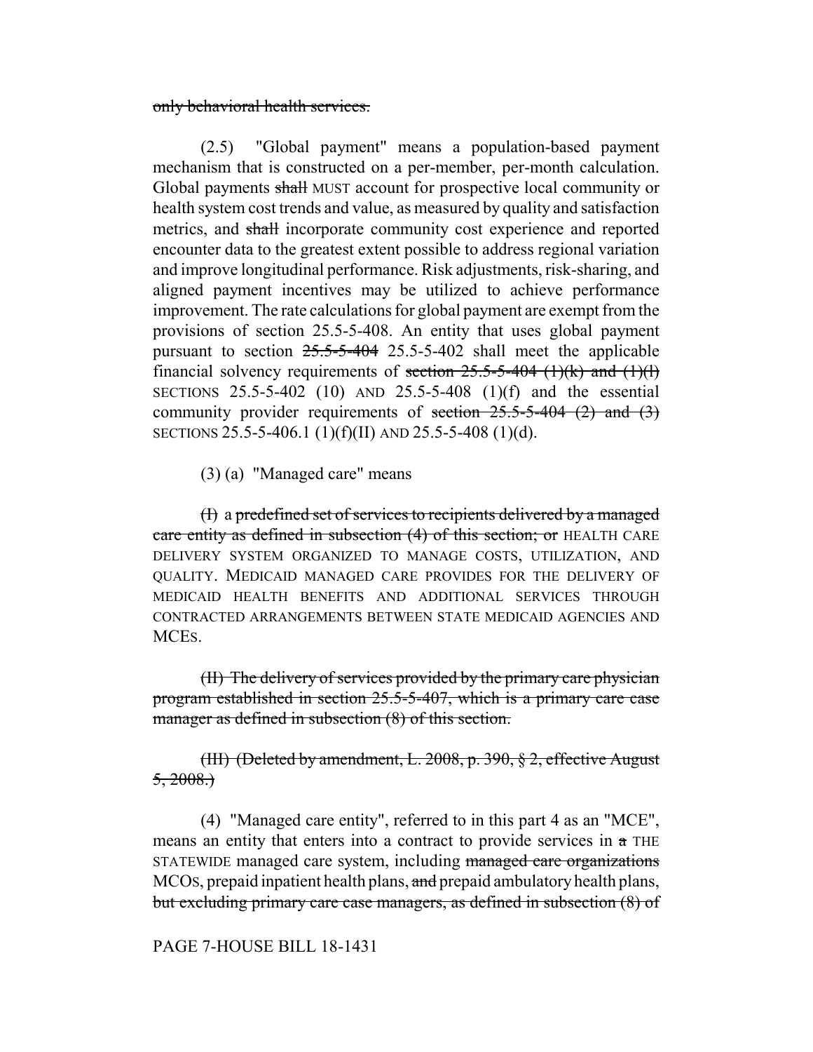~~only behavioral health services.~~

(2.5) "Global payment" means a population-based payment mechanism that is constructed on a per-member, per-month calculation. Global payments ~~shall~~ MUST account for prospective local community or health system cost trends and value, as measured by quality and satisfaction metrics, and ~~shall~~ incorporate community cost experience and reported encounter data to the greatest extent possible to address regional variation and improve longitudinal performance. Risk adjustments, risk-sharing, and aligned payment incentives may be utilized to achieve performance improvement. The rate calculations for global payment are exempt from the provisions of section 25.5-5-408. An entity that uses global payment pursuant to section ~~25.5-5-404~~ 25.5-5-402 shall meet the applicable financial solvency requirements of ~~section 25.5-5-404 (1)(k) and (1)(l)~~ SECTIONS 25.5-5-402 (10) AND 25.5-5-408 (1)(f) and the essential community provider requirements of ~~section 25.5-5-404 (2) and (3)~~ SECTIONS 25.5-5-406.1 (1)(f)(II) AND 25.5-5-408 (1)(d).

(3) (a) "Managed care" means

~~(I)~~ a ~~predefined set of services to recipients delivered by a managed care entity as defined in subsection (4) of this section; or~~ HEALTH CARE DELIVERY SYSTEM ORGANIZED TO MANAGE COSTS, UTILIZATION, AND QUALITY. MEDICAID MANAGED CARE PROVIDES FOR THE DELIVERY OF MEDICAID HEALTH BENEFITS AND ADDITIONAL SERVICES THROUGH CONTRACTED ARRANGEMENTS BETWEEN STATE MEDICAID AGENCIES AND MCES.

~~(II) The delivery of services provided by the primary care physician program established in section 25.5-5-407, which is a primary care case manager as defined in subsection (8) of this section.~~

~~(III) (Deleted by amendment, L. 2008, p. 390, § 2, effective August 5, 2008.)~~

(4) "Managed care entity", referred to in this part 4 as an "MCE", means an entity that enters into a contract to provide services in ~~a~~ THE STATEWIDE managed care system, including ~~managed care organizations~~ MCOS, prepaid inpatient health plans, ~~and~~ prepaid ambulatory health plans, ~~but excluding primary care case managers, as defined in subsection (8) of~~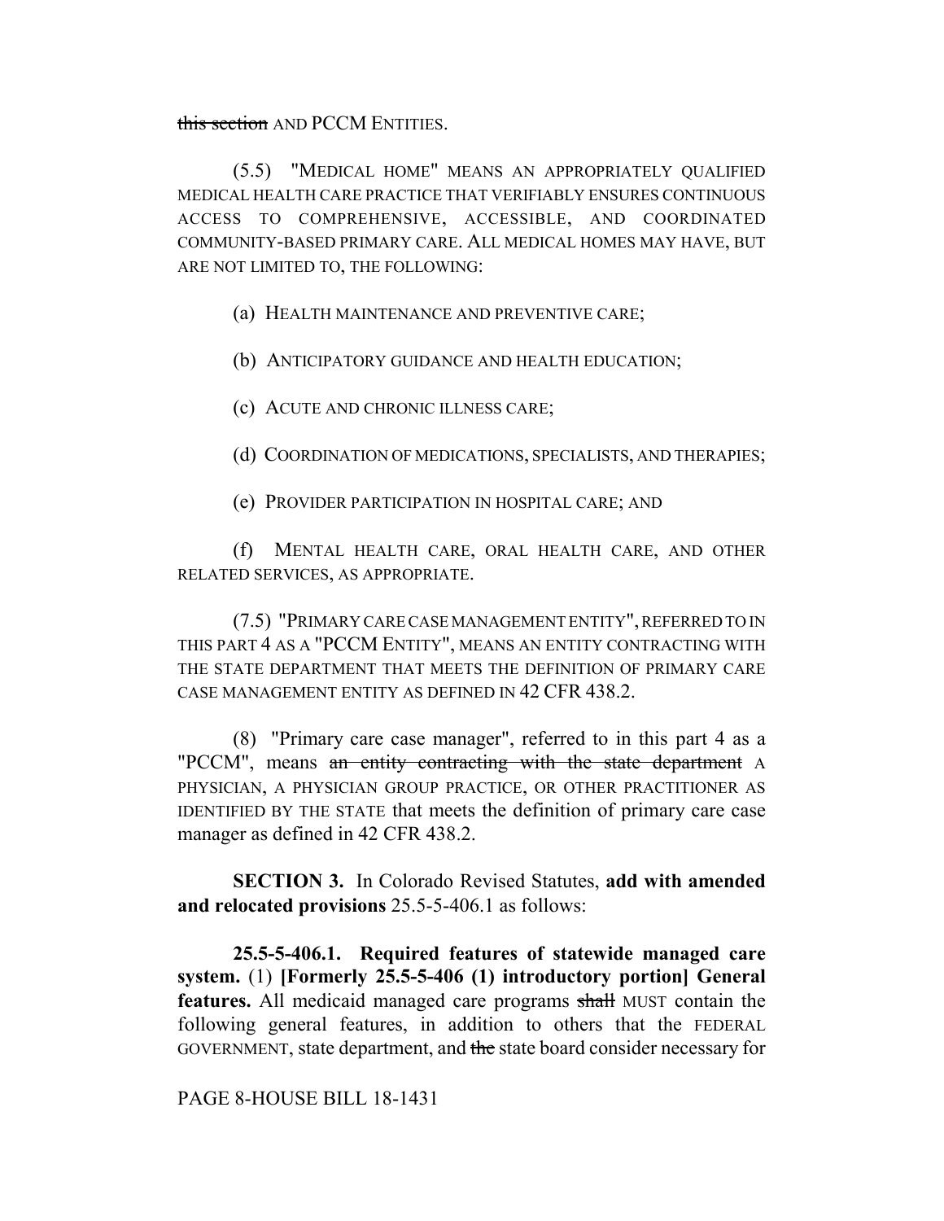~~this section~~ AND PCCM ENTITIES.

(5.5) "MEDICAL HOME" MEANS AN APPROPRIATELY QUALIFIED MEDICAL HEALTH CARE PRACTICE THAT VERIFIABLY ENSURES CONTINUOUS ACCESS TO COMPREHENSIVE, ACCESSIBLE, AND COORDINATED COMMUNITY-BASED PRIMARY CARE. ALL MEDICAL HOMES MAY HAVE, BUT ARE NOT LIMITED TO, THE FOLLOWING:

(a) HEALTH MAINTENANCE AND PREVENTIVE CARE;

(b) ANTICIPATORY GUIDANCE AND HEALTH EDUCATION;

(c) ACUTE AND CHRONIC ILLNESS CARE;

(d) COORDINATION OF MEDICATIONS, SPECIALISTS, AND THERAPIES;

(e) PROVIDER PARTICIPATION IN HOSPITAL CARE; AND

(f) MENTAL HEALTH CARE, ORAL HEALTH CARE, AND OTHER RELATED SERVICES, AS APPROPRIATE.

(7.5) "PRIMARY CARE CASE MANAGEMENT ENTITY", REFERRED TO IN THIS PART 4 AS A "PCCM ENTITY", MEANS AN ENTITY CONTRACTING WITH THE STATE DEPARTMENT THAT MEETS THE DEFINITION OF PRIMARY CARE CASE MANAGEMENT ENTITY AS DEFINED IN 42 CFR 438.2.

(8) "Primary care case manager", referred to in this part 4 as a "PCCM", means ~~an entity contracting with the state department~~ A PHYSICIAN, A PHYSICIAN GROUP PRACTICE, OR OTHER PRACTITIONER AS IDENTIFIED BY THE STATE that meets the definition of primary care case manager as defined in 42 CFR 438.2.

**SECTION 3.** In Colorado Revised Statutes, **add with amended and relocated provisions** 25.5-5-406.1 as follows:

**25.5-5-406.1. Required features of statewide managed care system.** (1) **[Formerly 25.5-5-406 (1) introductory portion] General features.** All medicaid managed care programs ~~shall~~ MUST contain the following general features, in addition to others that the FEDERAL GOVERNMENT, state department, and ~~the~~ state board consider necessary for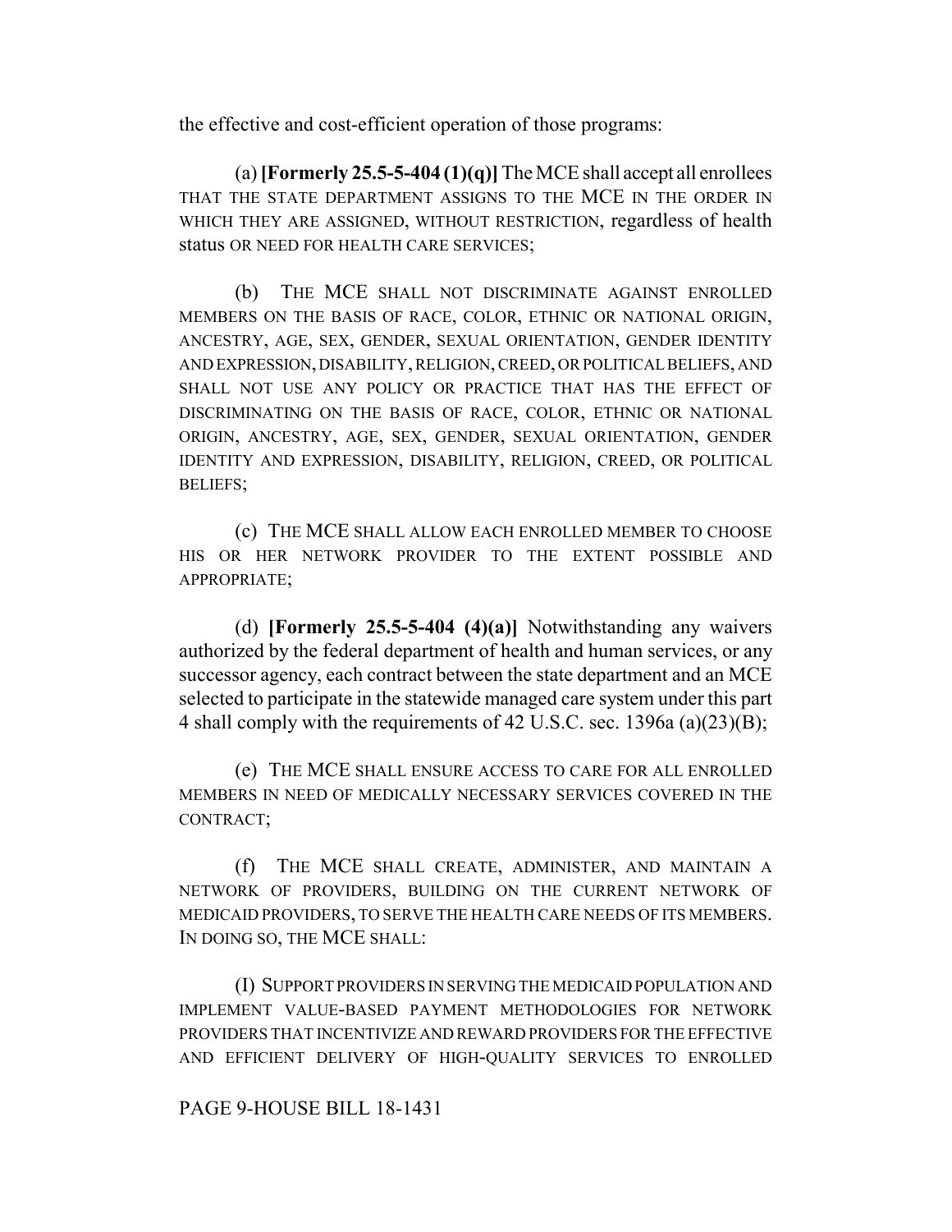the effective and cost-efficient operation of those programs:

(a) **[Formerly 25.5-5-404 (1)(q)]** The MCE shall accept all enrollees THAT THE STATE DEPARTMENT ASSIGNS TO THE MCE IN THE ORDER IN WHICH THEY ARE ASSIGNED, WITHOUT RESTRICTION, regardless of health status OR NEED FOR HEALTH CARE SERVICES;

(b) THE MCE SHALL NOT DISCRIMINATE AGAINST ENROLLED MEMBERS ON THE BASIS OF RACE, COLOR, ETHNIC OR NATIONAL ORIGIN, ANCESTRY, AGE, SEX, GENDER, SEXUAL ORIENTATION, GENDER IDENTITY AND EXPRESSION, DISABILITY, RELIGION, CREED, OR POLITICAL BELIEFS, AND SHALL NOT USE ANY POLICY OR PRACTICE THAT HAS THE EFFECT OF DISCRIMINATING ON THE BASIS OF RACE, COLOR, ETHNIC OR NATIONAL ORIGIN, ANCESTRY, AGE, SEX, GENDER, SEXUAL ORIENTATION, GENDER IDENTITY AND EXPRESSION, DISABILITY, RELIGION, CREED, OR POLITICAL BELIEFS;

(c) THE MCE SHALL ALLOW EACH ENROLLED MEMBER TO CHOOSE HIS OR HER NETWORK PROVIDER TO THE EXTENT POSSIBLE AND APPROPRIATE;

(d) **[Formerly 25.5-5-404 (4)(a)]** Notwithstanding any waivers authorized by the federal department of health and human services, or any successor agency, each contract between the state department and an MCE selected to participate in the statewide managed care system under this part 4 shall comply with the requirements of 42 U.S.C. sec. 1396a (a)(23)(B);

(e) THE MCE SHALL ENSURE ACCESS TO CARE FOR ALL ENROLLED MEMBERS IN NEED OF MEDICALLY NECESSARY SERVICES COVERED IN THE CONTRACT;

(f) THE MCE SHALL CREATE, ADMINISTER, AND MAINTAIN A NETWORK OF PROVIDERS, BUILDING ON THE CURRENT NETWORK OF MEDICAID PROVIDERS, TO SERVE THE HEALTH CARE NEEDS OF ITS MEMBERS. IN DOING SO, THE MCE SHALL:

(I) SUPPORT PROVIDERS IN SERVING THE MEDICAID POPULATION AND IMPLEMENT VALUE-BASED PAYMENT METHODOLOGIES FOR NETWORK PROVIDERS THAT INCENTIVIZE AND REWARD PROVIDERS FOR THE EFFECTIVE AND EFFICIENT DELIVERY OF HIGH-QUALITY SERVICES TO ENROLLED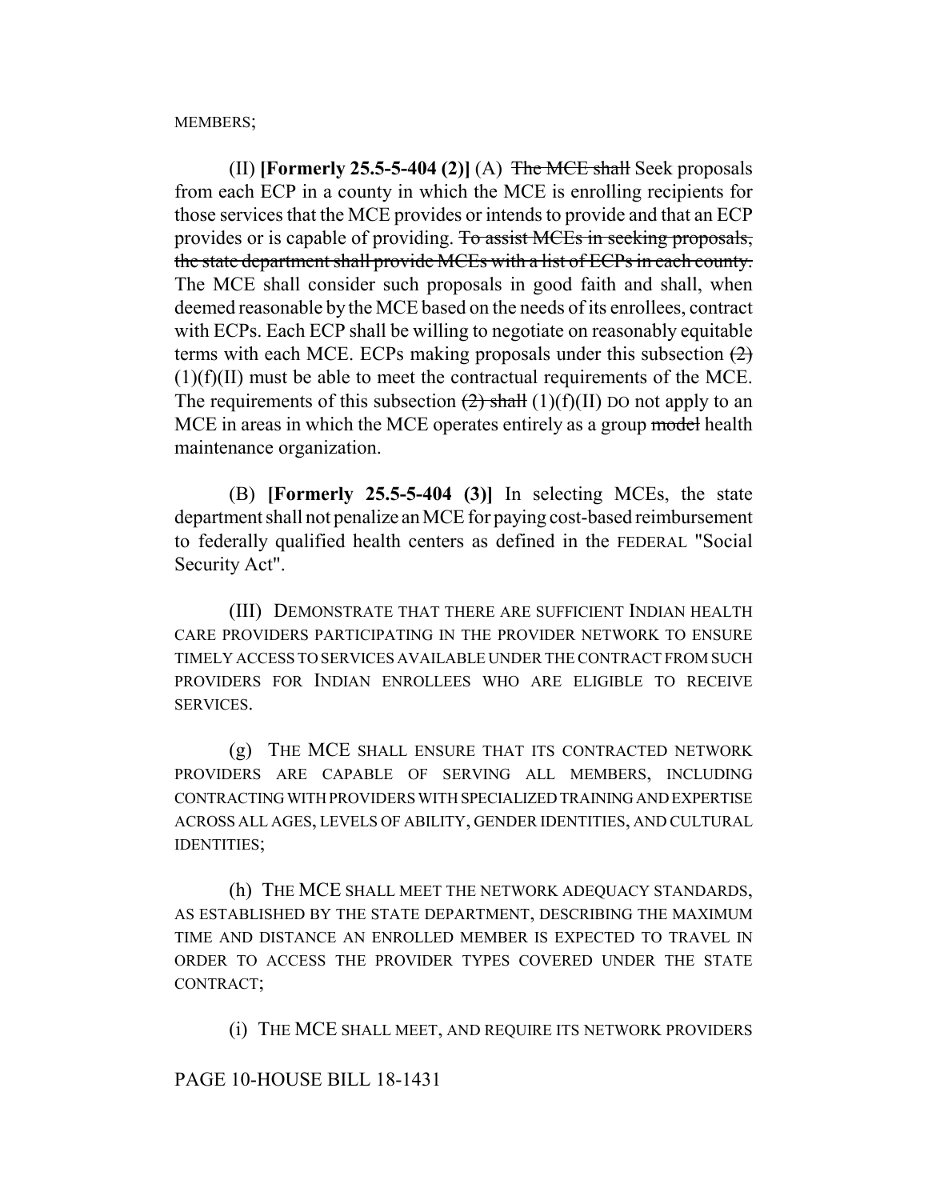MEMBERS;

(II) **[Formerly 25.5-5-404 (2)]** (A) ~~The MCE shall~~ Seek proposals from each ECP in a county in which the MCE is enrolling recipients for those services that the MCE provides or intends to provide and that an ECP provides or is capable of providing. ~~To assist MCEs in seeking proposals, the state department shall provide MCEs with a list of ECPs in each county.~~ The MCE shall consider such proposals in good faith and shall, when deemed reasonable by the MCE based on the needs of its enrollees, contract with ECPs. Each ECP shall be willing to negotiate on reasonably equitable terms with each MCE. ECPs making proposals under this subsection ~~(2)~~ (1)(f)(II) must be able to meet the contractual requirements of the MCE. The requirements of this subsection ~~(2) shall~~ (1)(f)(II) DO not apply to an MCE in areas in which the MCE operates entirely as a group ~~model~~ health maintenance organization.

(B) **[Formerly 25.5-5-404 (3)]** In selecting MCEs, the state department shall not penalize an MCE for paying cost-based reimbursement to federally qualified health centers as defined in the FEDERAL "Social Security Act".

(III) DEMONSTRATE THAT THERE ARE SUFFICIENT INDIAN HEALTH CARE PROVIDERS PARTICIPATING IN THE PROVIDER NETWORK TO ENSURE TIMELY ACCESS TO SERVICES AVAILABLE UNDER THE CONTRACT FROM SUCH PROVIDERS FOR INDIAN ENROLLEES WHO ARE ELIGIBLE TO RECEIVE SERVICES.

(g) THE MCE SHALL ENSURE THAT ITS CONTRACTED NETWORK PROVIDERS ARE CAPABLE OF SERVING ALL MEMBERS, INCLUDING CONTRACTING WITH PROVIDERS WITH SPECIALIZED TRAINING AND EXPERTISE ACROSS ALL AGES, LEVELS OF ABILITY, GENDER IDENTITIES, AND CULTURAL IDENTITIES;

(h) THE MCE SHALL MEET THE NETWORK ADEQUACY STANDARDS, AS ESTABLISHED BY THE STATE DEPARTMENT, DESCRIBING THE MAXIMUM TIME AND DISTANCE AN ENROLLED MEMBER IS EXPECTED TO TRAVEL IN ORDER TO ACCESS THE PROVIDER TYPES COVERED UNDER THE STATE CONTRACT;

(i) THE MCE SHALL MEET, AND REQUIRE ITS NETWORK PROVIDERS

PAGE 10-HOUSE BILL 18-1431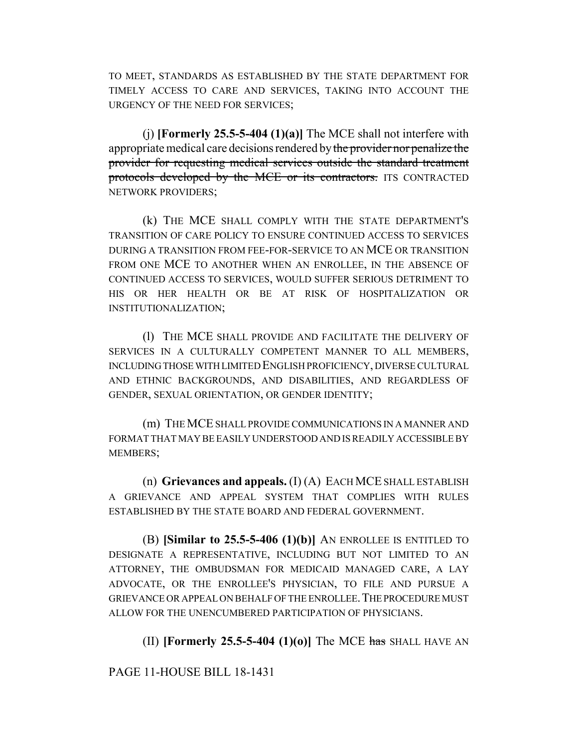TO MEET, STANDARDS AS ESTABLISHED BY THE STATE DEPARTMENT FOR TIMELY ACCESS TO CARE AND SERVICES, TAKING INTO ACCOUNT THE URGENCY OF THE NEED FOR SERVICES;

(j) **[Formerly 25.5-5-404 (1)(a)]** The MCE shall not interfere with appropriate medical care decisions rendered by ~~the provider nor penalize the provider for requesting medical services outside the standard treatment protocols developed by the MCE or its contractors.~~ ITS CONTRACTED NETWORK PROVIDERS;

(k) THE MCE SHALL COMPLY WITH THE STATE DEPARTMENT'S TRANSITION OF CARE POLICY TO ENSURE CONTINUED ACCESS TO SERVICES DURING A TRANSITION FROM FEE-FOR-SERVICE TO AN MCE OR TRANSITION FROM ONE MCE TO ANOTHER WHEN AN ENROLLEE, IN THE ABSENCE OF CONTINUED ACCESS TO SERVICES, WOULD SUFFER SERIOUS DETRIMENT TO HIS OR HER HEALTH OR BE AT RISK OF HOSPITALIZATION OR INSTITUTIONALIZATION;

(l) THE MCE SHALL PROVIDE AND FACILITATE THE DELIVERY OF SERVICES IN A CULTURALLY COMPETENT MANNER TO ALL MEMBERS, INCLUDING THOSE WITH LIMITED ENGLISH PROFICIENCY, DIVERSE CULTURAL AND ETHNIC BACKGROUNDS, AND DISABILITIES, AND REGARDLESS OF GENDER, SEXUAL ORIENTATION, OR GENDER IDENTITY;

(m) THE MCE SHALL PROVIDE COMMUNICATIONS IN A MANNER AND FORMAT THAT MAY BE EASILY UNDERSTOOD AND IS READILY ACCESSIBLE BY MEMBERS;

(n) **Grievances and appeals.** (I) (A) EACH MCE SHALL ESTABLISH A GRIEVANCE AND APPEAL SYSTEM THAT COMPLIES WITH RULES ESTABLISHED BY THE STATE BOARD AND FEDERAL GOVERNMENT.

(B) **[Similar to 25.5-5-406 (1)(b)]** AN ENROLLEE IS ENTITLED TO DESIGNATE A REPRESENTATIVE, INCLUDING BUT NOT LIMITED TO AN ATTORNEY, THE OMBUDSMAN FOR MEDICAID MANAGED CARE, A LAY ADVOCATE, OR THE ENROLLEE'S PHYSICIAN, TO FILE AND PURSUE A GRIEVANCE OR APPEAL ON BEHALF OF THE ENROLLEE. THE PROCEDURE MUST ALLOW FOR THE UNENCUMBERED PARTICIPATION OF PHYSICIANS.

(II) **[Formerly 25.5-5-404 (1)(o)]** The MCE ~~has~~ SHALL HAVE AN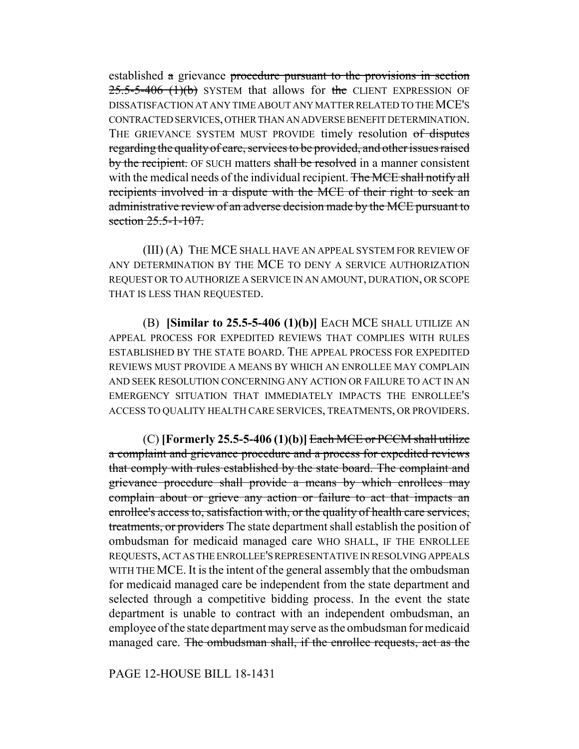established ~~a~~ grievance ~~procedure pursuant to the provisions in section 25.5-5-406 (1)(b)~~ SYSTEM that allows for ~~the~~ CLIENT EXPRESSION OF DISSATISFACTION AT ANY TIME ABOUT ANY MATTER RELATED TO THE MCE'S CONTRACTED SERVICES, OTHER THAN AN ADVERSE BENEFIT DETERMINATION. THE GRIEVANCE SYSTEM MUST PROVIDE timely resolution ~~of disputes regarding the quality of care, services to be provided, and other issues raised by the recipient.~~ OF SUCH matters ~~shall be resolved~~ in a manner consistent with the medical needs of the individual recipient. ~~The MCE shall notify all recipients involved in a dispute with the MCE of their right to seek an administrative review of an adverse decision made by the MCE pursuant to section 25.5-1-107.~~

(III) (A) THE MCE SHALL HAVE AN APPEAL SYSTEM FOR REVIEW OF ANY DETERMINATION BY THE MCE TO DENY A SERVICE AUTHORIZATION REQUEST OR TO AUTHORIZE A SERVICE IN AN AMOUNT, DURATION, OR SCOPE THAT IS LESS THAN REQUESTED.

(B) **[Similar to 25.5-5-406 (1)(b)]** EACH MCE SHALL UTILIZE AN APPEAL PROCESS FOR EXPEDITED REVIEWS THAT COMPLIES WITH RULES ESTABLISHED BY THE STATE BOARD. THE APPEAL PROCESS FOR EXPEDITED REVIEWS MUST PROVIDE A MEANS BY WHICH AN ENROLLEE MAY COMPLAIN AND SEEK RESOLUTION CONCERNING ANY ACTION OR FAILURE TO ACT IN AN EMERGENCY SITUATION THAT IMMEDIATELY IMPACTS THE ENROLLEE'S ACCESS TO QUALITY HEALTH CARE SERVICES, TREATMENTS, OR PROVIDERS.

(C) **[Formerly 25.5-5-406 (1)(b)]** ~~Each MCE or PCCM shall utilize a complaint and grievance procedure and a process for expedited reviews that comply with rules established by the state board. The complaint and grievance procedure shall provide a means by which enrollees may complain about or grieve any action or failure to act that impacts an enrollee's access to, satisfaction with, or the quality of health care services, treatments, or providers~~ The state department shall establish the position of ombudsman for medicaid managed care WHO SHALL, IF THE ENROLLEE REQUESTS, ACT AS THE ENROLLEE'S REPRESENTATIVE IN RESOLVING APPEALS WITH THE MCE. It is the intent of the general assembly that the ombudsman for medicaid managed care be independent from the state department and selected through a competitive bidding process. In the event the state department is unable to contract with an independent ombudsman, an employee of the state department may serve as the ombudsman for medicaid managed care. ~~The ombudsman shall, if the enrollee requests, act as the~~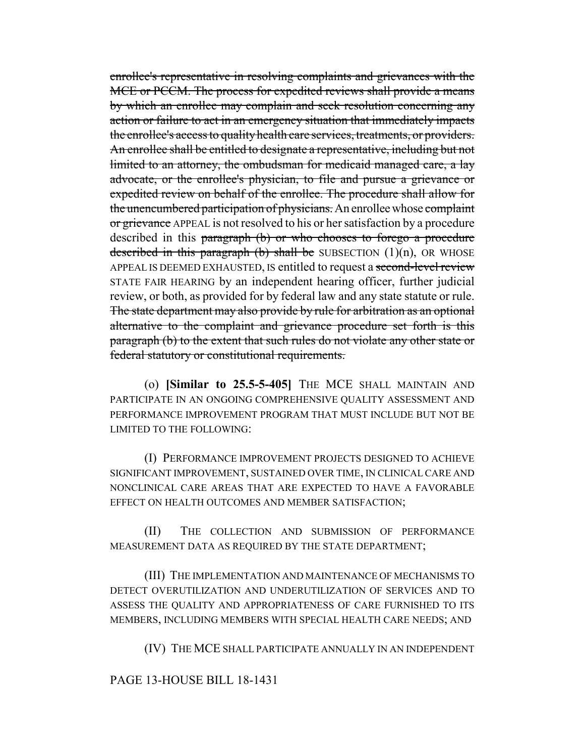~~enrollee's representative in resolving complaints and grievances with the MCE or PCCM. The process for expedited reviews shall provide a means by which an enrollee may complain and seek resolution concerning any action or failure to act in an emergency situation that immediately impacts the enrollee's access to quality health care services, treatments, or providers. An enrollee shall be entitled to designate a representative, including but not limited to an attorney, the ombudsman for medicaid managed care, a lay advocate, or the enrollee's physician, to file and pursue a grievance or expedited review on behalf of the enrollee. The procedure shall allow for the unencumbered participation of physicians.~~ An enrollee whose ~~complaint or grievance~~ APPEAL is not resolved to his or her satisfaction by a procedure described in this ~~paragraph (b) or who chooses to forego a procedure described in this paragraph (b) shall be~~ SUBSECTION (1)(n), OR WHOSE APPEAL IS DEEMED EXHAUSTED, IS entitled to request a ~~second-level review~~ STATE FAIR HEARING by an independent hearing officer, further judicial review, or both, as provided for by federal law and any state statute or rule. ~~The state department may also provide by rule for arbitration as an optional alternative to the complaint and grievance procedure set forth is this paragraph (b) to the extent that such rules do not violate any other state or federal statutory or constitutional requirements.~~

(o) **[Similar to 25.5-5-405]** THE MCE SHALL MAINTAIN AND PARTICIPATE IN AN ONGOING COMPREHENSIVE QUALITY ASSESSMENT AND PERFORMANCE IMPROVEMENT PROGRAM THAT MUST INCLUDE BUT NOT BE LIMITED TO THE FOLLOWING:

(I) PERFORMANCE IMPROVEMENT PROJECTS DESIGNED TO ACHIEVE SIGNIFICANT IMPROVEMENT, SUSTAINED OVER TIME, IN CLINICAL CARE AND NONCLINICAL CARE AREAS THAT ARE EXPECTED TO HAVE A FAVORABLE EFFECT ON HEALTH OUTCOMES AND MEMBER SATISFACTION;

(II) THE COLLECTION AND SUBMISSION OF PERFORMANCE MEASUREMENT DATA AS REQUIRED BY THE STATE DEPARTMENT;

(III) THE IMPLEMENTATION AND MAINTENANCE OF MECHANISMS TO DETECT OVERUTILIZATION AND UNDERUTILIZATION OF SERVICES AND TO ASSESS THE QUALITY AND APPROPRIATENESS OF CARE FURNISHED TO ITS MEMBERS, INCLUDING MEMBERS WITH SPECIAL HEALTH CARE NEEDS; AND

(IV) THE MCE SHALL PARTICIPATE ANNUALLY IN AN INDEPENDENT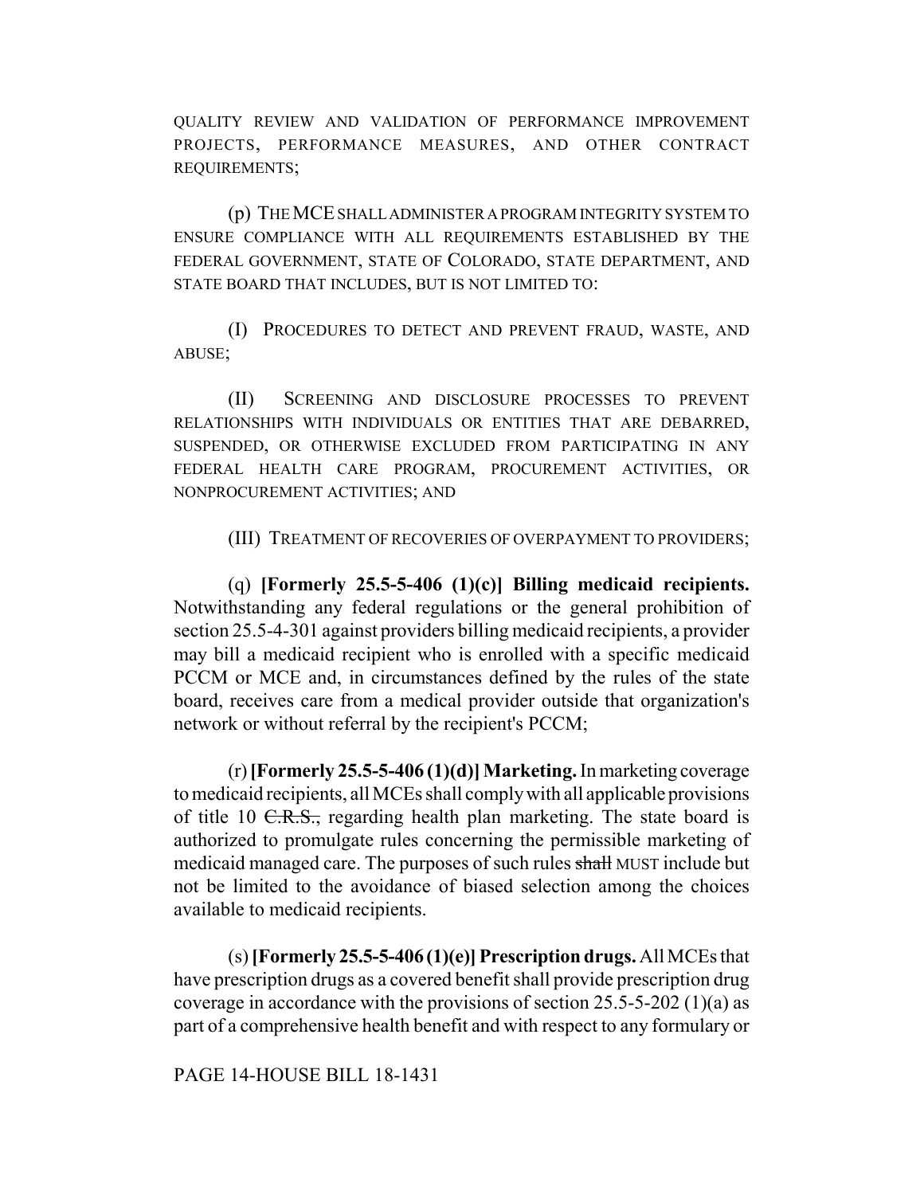QUALITY REVIEW AND VALIDATION OF PERFORMANCE IMPROVEMENT PROJECTS, PERFORMANCE MEASURES, AND OTHER CONTRACT REQUIREMENTS;

(p) THE MCE SHALL ADMINISTER A PROGRAM INTEGRITY SYSTEM TO ENSURE COMPLIANCE WITH ALL REQUIREMENTS ESTABLISHED BY THE FEDERAL GOVERNMENT, STATE OF COLORADO, STATE DEPARTMENT, AND STATE BOARD THAT INCLUDES, BUT IS NOT LIMITED TO:

(I) PROCEDURES TO DETECT AND PREVENT FRAUD, WASTE, AND ABUSE;

(II) SCREENING AND DISCLOSURE PROCESSES TO PREVENT RELATIONSHIPS WITH INDIVIDUALS OR ENTITIES THAT ARE DEBARRED, SUSPENDED, OR OTHERWISE EXCLUDED FROM PARTICIPATING IN ANY FEDERAL HEALTH CARE PROGRAM, PROCUREMENT ACTIVITIES, OR NONPROCUREMENT ACTIVITIES; AND

(III) TREATMENT OF RECOVERIES OF OVERPAYMENT TO PROVIDERS;

(q) **[Formerly 25.5-5-406 (1)(c)] Billing medicaid recipients.** Notwithstanding any federal regulations or the general prohibition of section 25.5-4-301 against providers billing medicaid recipients, a provider may bill a medicaid recipient who is enrolled with a specific medicaid PCCM or MCE and, in circumstances defined by the rules of the state board, receives care from a medical provider outside that organization's network or without referral by the recipient's PCCM;

(r) **[Formerly 25.5-5-406 (1)(d)] Marketing.** In marketing coverage to medicaid recipients, all MCEs shall comply with all applicable provisions of title 10 ~~C.R.S.,~~ regarding health plan marketing. The state board is authorized to promulgate rules concerning the permissible marketing of medicaid managed care. The purposes of such rules ~~shall~~ MUST include but not be limited to the avoidance of biased selection among the choices available to medicaid recipients.

(s) **[Formerly 25.5-5-406 (1)(e)] Prescription drugs.** All MCEs that have prescription drugs as a covered benefit shall provide prescription drug coverage in accordance with the provisions of section 25.5-5-202 (1)(a) as part of a comprehensive health benefit and with respect to any formulary or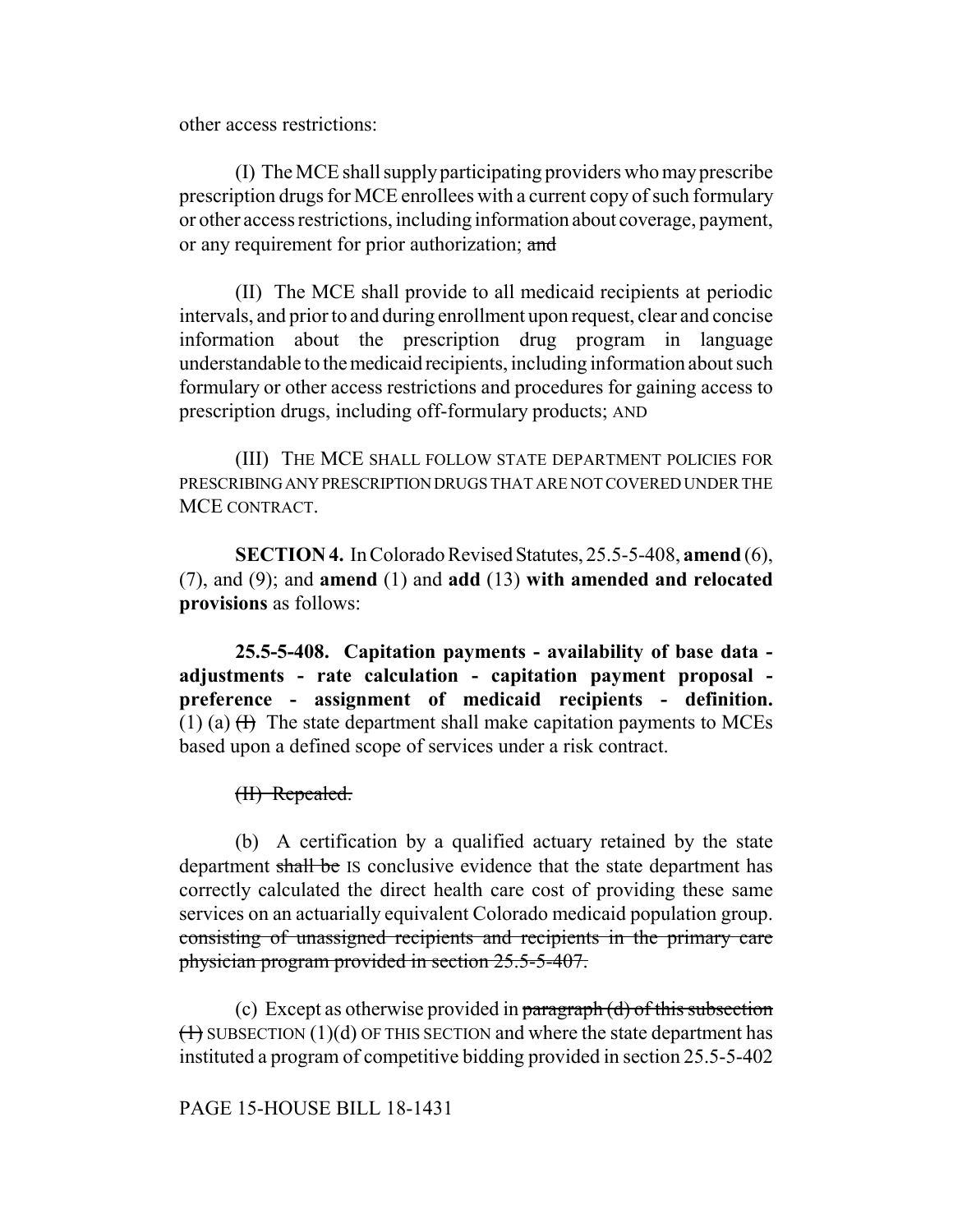other access restrictions:

(I) The MCE shall supply participating providers who may prescribe prescription drugs for MCE enrollees with a current copy of such formulary or other access restrictions, including information about coverage, payment, or any requirement for prior authorization; ~~and~~

(II) The MCE shall provide to all medicaid recipients at periodic intervals, and prior to and during enrollment upon request, clear and concise information about the prescription drug program in language understandable to the medicaid recipients, including information about such formulary or other access restrictions and procedures for gaining access to prescription drugs, including off-formulary products; AND

(III) THE MCE SHALL FOLLOW STATE DEPARTMENT POLICIES FOR PRESCRIBING ANY PRESCRIPTION DRUGS THAT ARE NOT COVERED UNDER THE MCE CONTRACT.

**SECTION 4.** In Colorado Revised Statutes, 25.5-5-408, **amend** (6), (7), and (9); and **amend** (1) and **add** (13) **with amended and relocated provisions** as follows:

**25.5-5-408. Capitation payments - availability of base data - adjustments - rate calculation - capitation payment proposal - preference - assignment of medicaid recipients - definition.** (1) (a) ~~(I)~~ The state department shall make capitation payments to MCEs based upon a defined scope of services under a risk contract.

~~(II) Repealed.~~

(b) A certification by a qualified actuary retained by the state department ~~shall be~~ IS conclusive evidence that the state department has correctly calculated the direct health care cost of providing these same services on an actuarially equivalent Colorado medicaid population group. ~~consisting of unassigned recipients and recipients in the primary care physician program provided in section 25.5-5-407.~~

(c) Except as otherwise provided in ~~paragraph (d) of this subsection (1)~~ SUBSECTION (1)(d) OF THIS SECTION and where the state department has instituted a program of competitive bidding provided in section 25.5-5-402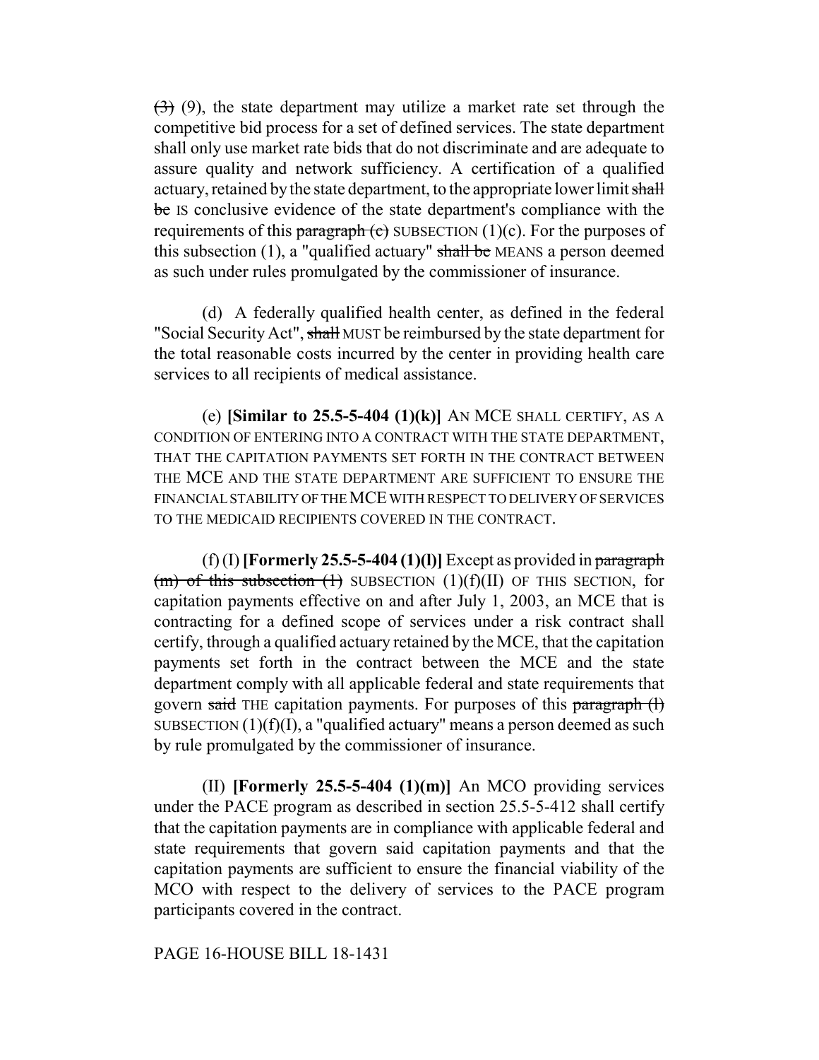~~(3)~~ (9), the state department may utilize a market rate set through the competitive bid process for a set of defined services. The state department shall only use market rate bids that do not discriminate and are adequate to assure quality and network sufficiency. A certification of a qualified actuary, retained by the state department, to the appropriate lower limit ~~shall be~~ IS conclusive evidence of the state department's compliance with the requirements of this ~~paragraph (c)~~ SUBSECTION (1)(c). For the purposes of this subsection (1), a "qualified actuary" ~~shall be~~ MEANS a person deemed as such under rules promulgated by the commissioner of insurance.

(d) A federally qualified health center, as defined in the federal "Social Security Act", ~~shall~~ MUST be reimbursed by the state department for the total reasonable costs incurred by the center in providing health care services to all recipients of medical assistance.

(e) **[Similar to 25.5-5-404 (1)(k)]** AN MCE SHALL CERTIFY, AS A CONDITION OF ENTERING INTO A CONTRACT WITH THE STATE DEPARTMENT, THAT THE CAPITATION PAYMENTS SET FORTH IN THE CONTRACT BETWEEN THE MCE AND THE STATE DEPARTMENT ARE SUFFICIENT TO ENSURE THE FINANCIAL STABILITY OF THE MCE WITH RESPECT TO DELIVERY OF SERVICES TO THE MEDICAID RECIPIENTS COVERED IN THE CONTRACT.

(f) (I) **[Formerly 25.5-5-404 (1)(l)]** Except as provided in ~~paragraph (m) of this subsection (1)~~ SUBSECTION (1)(f)(II) OF THIS SECTION, for capitation payments effective on and after July 1, 2003, an MCE that is contracting for a defined scope of services under a risk contract shall certify, through a qualified actuary retained by the MCE, that the capitation payments set forth in the contract between the MCE and the state department comply with all applicable federal and state requirements that govern ~~said~~ THE capitation payments. For purposes of this ~~paragraph (l)~~ SUBSECTION (1)(f)(I), a "qualified actuary" means a person deemed as such by rule promulgated by the commissioner of insurance.

(II) **[Formerly 25.5-5-404 (1)(m)]** An MCO providing services under the PACE program as described in section 25.5-5-412 shall certify that the capitation payments are in compliance with applicable federal and state requirements that govern said capitation payments and that the capitation payments are sufficient to ensure the financial viability of the MCO with respect to the delivery of services to the PACE program participants covered in the contract.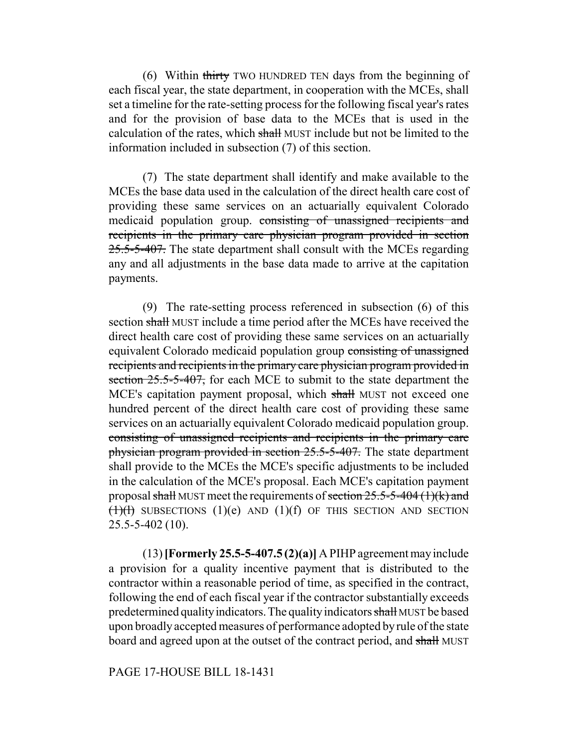(6) Within ~~thirty~~ TWO HUNDRED TEN days from the beginning of each fiscal year, the state department, in cooperation with the MCEs, shall set a timeline for the rate-setting process for the following fiscal year's rates and for the provision of base data to the MCEs that is used in the calculation of the rates, which ~~shall~~ MUST include but not be limited to the information included in subsection (7) of this section.

(7) The state department shall identify and make available to the MCEs the base data used in the calculation of the direct health care cost of providing these same services on an actuarially equivalent Colorado medicaid population group. ~~consisting of unassigned recipients and recipients in the primary care physician program provided in section 25.5-5-407.~~ The state department shall consult with the MCEs regarding any and all adjustments in the base data made to arrive at the capitation payments.

(9) The rate-setting process referenced in subsection (6) of this section ~~shall~~ MUST include a time period after the MCEs have received the direct health care cost of providing these same services on an actuarially equivalent Colorado medicaid population group ~~consisting of unassigned recipients and recipients in the primary care physician program provided in section 25.5-5-407,~~ for each MCE to submit to the state department the MCE's capitation payment proposal, which ~~shall~~ MUST not exceed one hundred percent of the direct health care cost of providing these same services on an actuarially equivalent Colorado medicaid population group. ~~consisting of unassigned recipients and recipients in the primary care physician program provided in section 25.5-5-407.~~ The state department shall provide to the MCEs the MCE's specific adjustments to be included in the calculation of the MCE's proposal. Each MCE's capitation payment proposal ~~shall~~ MUST meet the requirements of ~~section 25.5-5-404 (1)(k) and (1)(l)~~ SUBSECTIONS (1)(e) AND (1)(f) OF THIS SECTION AND SECTION 25.5-5-402 (10).

(13) **[Formerly 25.5-5-407.5 (2)(a)]** A PIHP agreement may include a provision for a quality incentive payment that is distributed to the contractor within a reasonable period of time, as specified in the contract, following the end of each fiscal year if the contractor substantially exceeds predetermined quality indicators. The quality indicators ~~shall~~ MUST be based upon broadly accepted measures of performance adopted by rule of the state board and agreed upon at the outset of the contract period, and ~~shall~~ MUST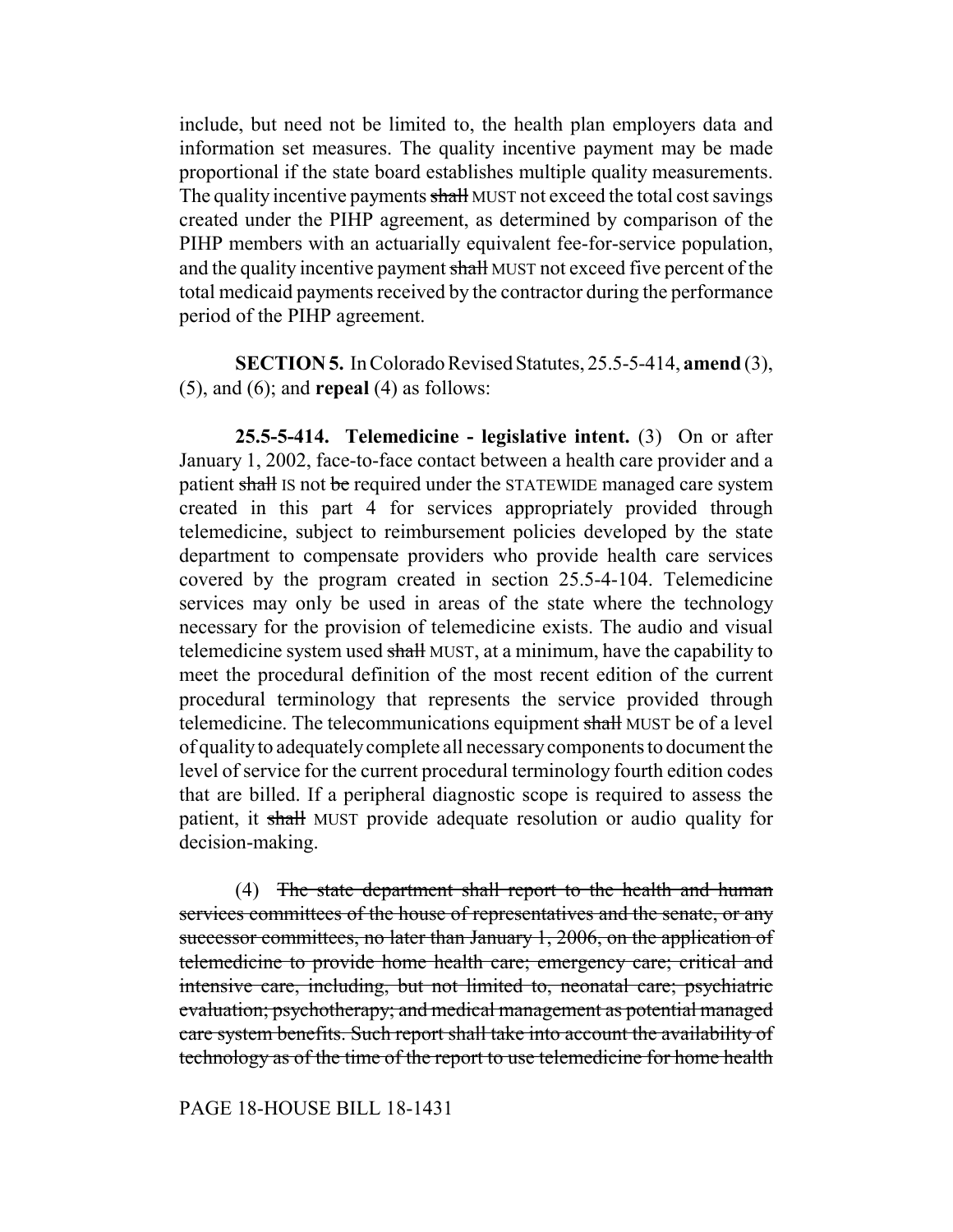include, but need not be limited to, the health plan employers data and information set measures. The quality incentive payment may be made proportional if the state board establishes multiple quality measurements. The quality incentive payments ~~shall~~ MUST not exceed the total cost savings created under the PIHP agreement, as determined by comparison of the PIHP members with an actuarially equivalent fee-for-service population, and the quality incentive payment ~~shall~~ MUST not exceed five percent of the total medicaid payments received by the contractor during the performance period of the PIHP agreement.

**SECTION 5.** In Colorado Revised Statutes, 25.5-5-414, **amend** (3), (5), and (6); and **repeal** (4) as follows:

**25.5-5-414. Telemedicine - legislative intent.** (3) On or after January 1, 2002, face-to-face contact between a health care provider and a patient ~~shall~~ IS not ~~be~~ required under the STATEWIDE managed care system created in this part 4 for services appropriately provided through telemedicine, subject to reimbursement policies developed by the state department to compensate providers who provide health care services covered by the program created in section 25.5-4-104. Telemedicine services may only be used in areas of the state where the technology necessary for the provision of telemedicine exists. The audio and visual telemedicine system used ~~shall~~ MUST, at a minimum, have the capability to meet the procedural definition of the most recent edition of the current procedural terminology that represents the service provided through telemedicine. The telecommunications equipment ~~shall~~ MUST be of a level of quality to adequately complete all necessary components to document the level of service for the current procedural terminology fourth edition codes that are billed. If a peripheral diagnostic scope is required to assess the patient, it ~~shall~~ MUST provide adequate resolution or audio quality for decision-making.

(4) ~~The state department shall report to the health and human services committees of the house of representatives and the senate, or any successor committees, no later than January 1, 2006, on the application of telemedicine to provide home health care; emergency care; critical and intensive care, including, but not limited to, neonatal care; psychiatric evaluation; psychotherapy; and medical management as potential managed care system benefits. Such report shall take into account the availability of technology as of the time of the report to use telemedicine for home health~~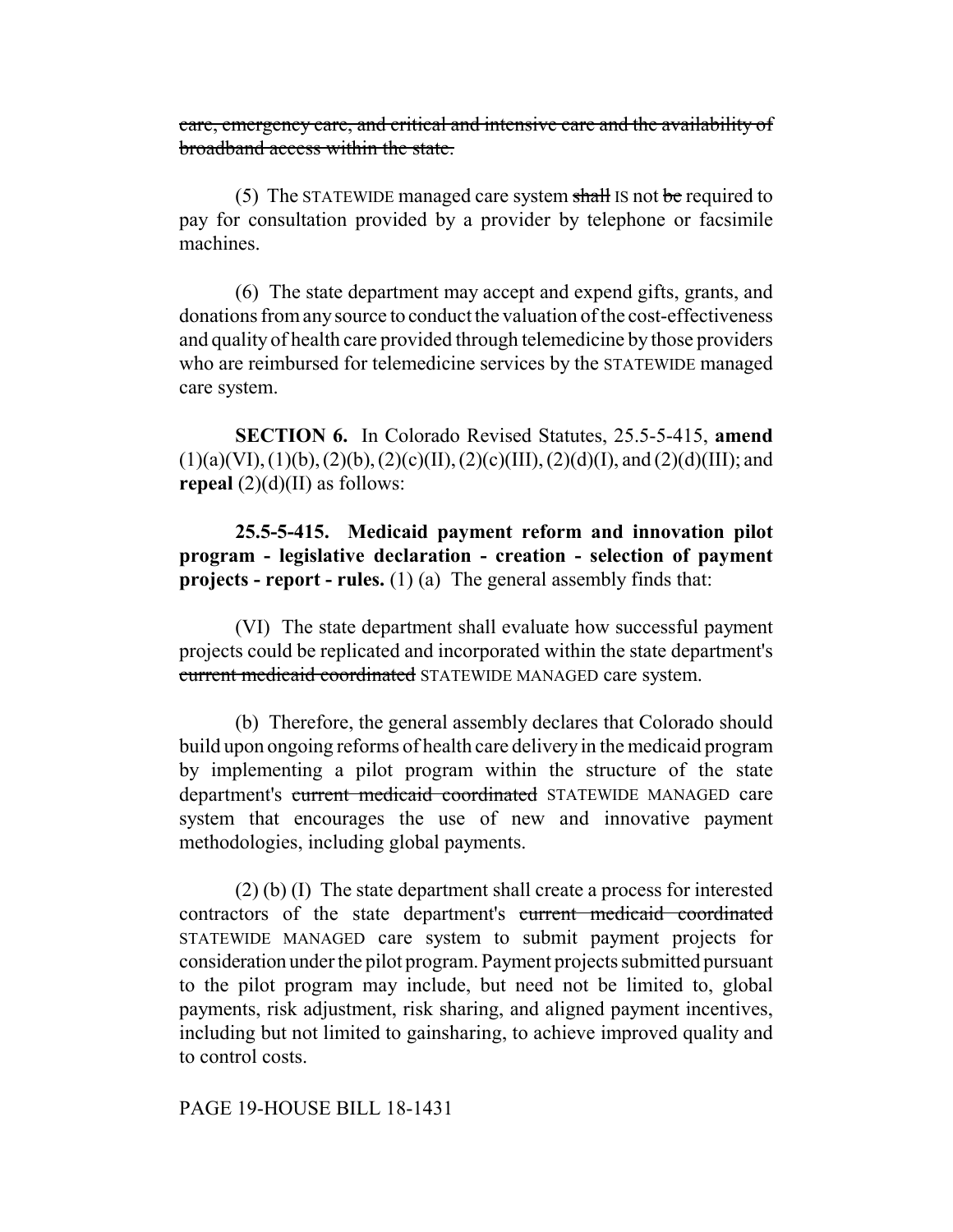~~care, emergency care, and critical and intensive care and the availability of broadband access within the state.~~

(5) The STATEWIDE managed care system ~~shall~~ IS not ~~be~~ required to pay for consultation provided by a provider by telephone or facsimile machines.

(6) The state department may accept and expend gifts, grants, and donations from any source to conduct the valuation of the cost-effectiveness and quality of health care provided through telemedicine by those providers who are reimbursed for telemedicine services by the STATEWIDE managed care system.

**SECTION 6.** In Colorado Revised Statutes, 25.5-5-415, **amend** (1)(a)(VI), (1)(b), (2)(b), (2)(c)(II), (2)(c)(III), (2)(d)(I), and (2)(d)(III); and **repeal** (2)(d)(II) as follows:

**25.5-5-415. Medicaid payment reform and innovation pilot program - legislative declaration - creation - selection of payment projects - report - rules.** (1) (a) The general assembly finds that:

(VI) The state department shall evaluate how successful payment projects could be replicated and incorporated within the state department's ~~current medicaid coordinated~~ STATEWIDE MANAGED care system.

(b) Therefore, the general assembly declares that Colorado should build upon ongoing reforms of health care delivery in the medicaid program by implementing a pilot program within the structure of the state department's ~~current medicaid coordinated~~ STATEWIDE MANAGED care system that encourages the use of new and innovative payment methodologies, including global payments.

(2) (b) (I) The state department shall create a process for interested contractors of the state department's ~~current medicaid coordinated~~ STATEWIDE MANAGED care system to submit payment projects for consideration under the pilot program. Payment projects submitted pursuant to the pilot program may include, but need not be limited to, global payments, risk adjustment, risk sharing, and aligned payment incentives, including but not limited to gainsharing, to achieve improved quality and to control costs.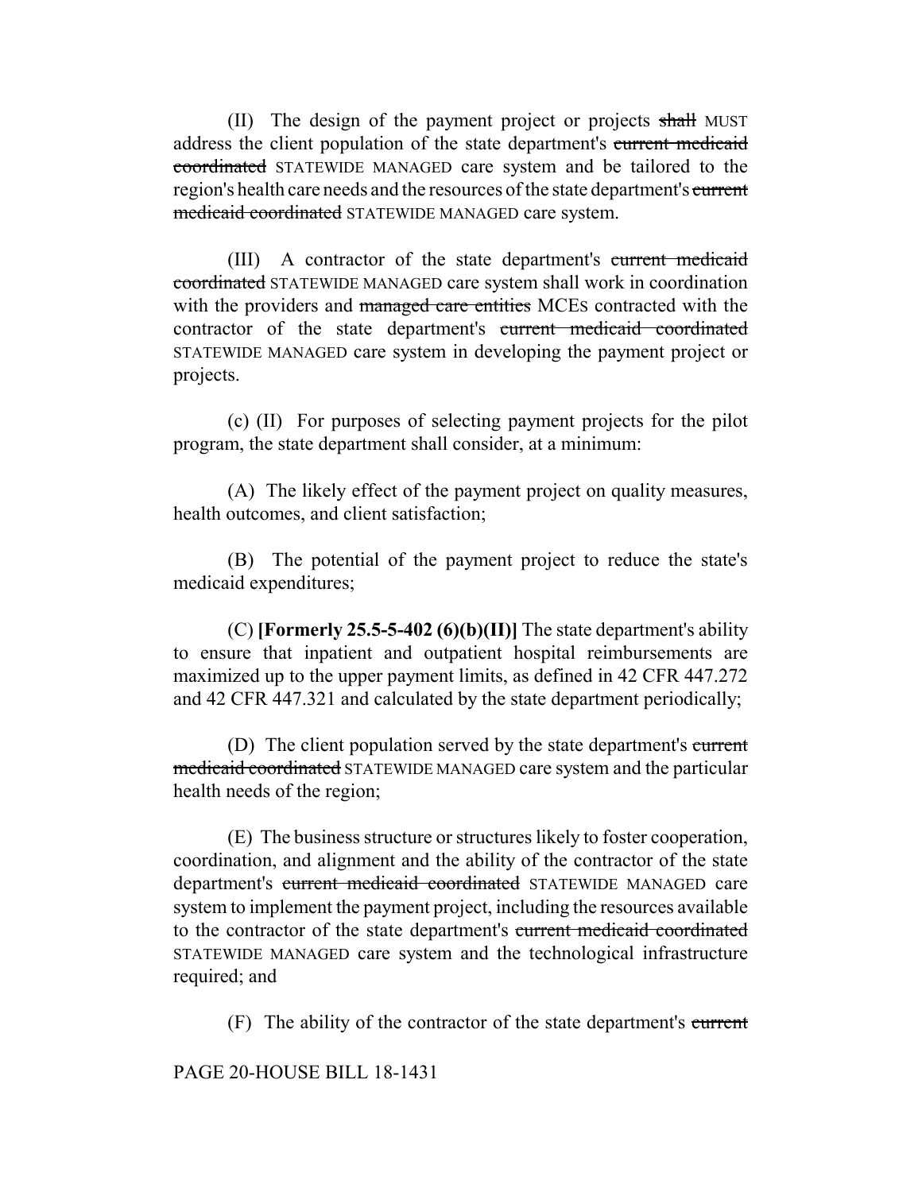(II) The design of the payment project or projects ~~shall~~ MUST address the client population of the state department's ~~current medicaid coordinated~~ STATEWIDE MANAGED care system and be tailored to the region's health care needs and the resources of the state department's ~~current medicaid coordinated~~ STATEWIDE MANAGED care system.

(III) A contractor of the state department's ~~current medicaid coordinated~~ STATEWIDE MANAGED care system shall work in coordination with the providers and ~~managed care entities~~ MCEs contracted with the contractor of the state department's ~~current medicaid coordinated~~ STATEWIDE MANAGED care system in developing the payment project or projects.

(c) (II) For purposes of selecting payment projects for the pilot program, the state department shall consider, at a minimum:

(A) The likely effect of the payment project on quality measures, health outcomes, and client satisfaction;

(B) The potential of the payment project to reduce the state's medicaid expenditures;

(C) **[Formerly 25.5-5-402 (6)(b)(II)]** The state department's ability to ensure that inpatient and outpatient hospital reimbursements are maximized up to the upper payment limits, as defined in 42 CFR 447.272 and 42 CFR 447.321 and calculated by the state department periodically;

(D) The client population served by the state department's ~~current medicaid coordinated~~ STATEWIDE MANAGED care system and the particular health needs of the region;

(E) The business structure or structures likely to foster cooperation, coordination, and alignment and the ability of the contractor of the state department's ~~current medicaid coordinated~~ STATEWIDE MANAGED care system to implement the payment project, including the resources available to the contractor of the state department's ~~current medicaid coordinated~~ STATEWIDE MANAGED care system and the technological infrastructure required; and

(F) The ability of the contractor of the state department's ~~current~~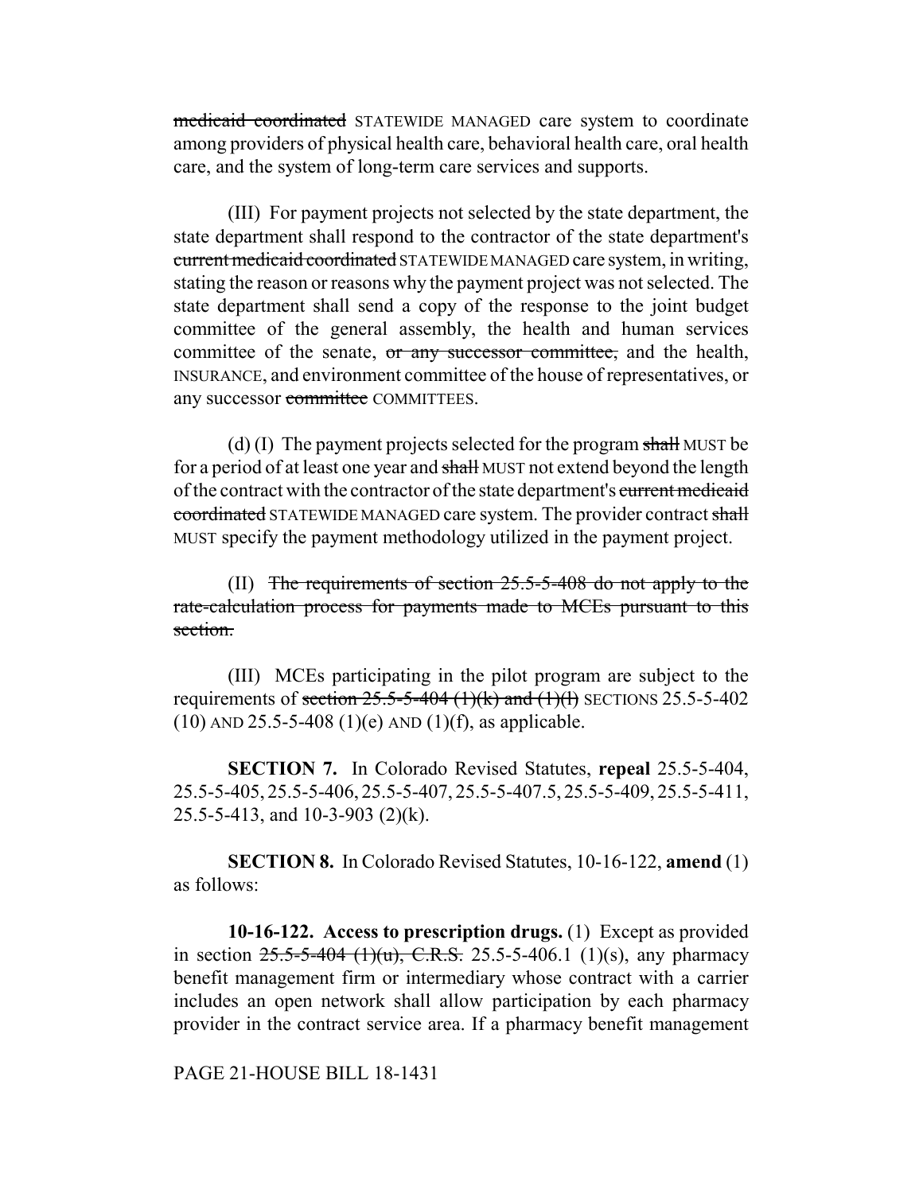~~medicaid coordinated~~ STATEWIDE MANAGED care system to coordinate among providers of physical health care, behavioral health care, oral health care, and the system of long-term care services and supports.

(III) For payment projects not selected by the state department, the state department shall respond to the contractor of the state department's ~~current medicaid coordinated~~ STATEWIDE MANAGED care system, in writing, stating the reason or reasons why the payment project was not selected. The state department shall send a copy of the response to the joint budget committee of the general assembly, the health and human services committee of the senate, ~~or any successor committee,~~ and the health, INSURANCE, and environment committee of the house of representatives, or any successor ~~committee~~ COMMITTEES.

(d) (I) The payment projects selected for the program ~~shall~~ MUST be for a period of at least one year and ~~shall~~ MUST not extend beyond the length of the contract with the contractor of the state department's ~~current medicaid coordinated~~ STATEWIDE MANAGED care system. The provider contract ~~shall~~ MUST specify the payment methodology utilized in the payment project.

(II) ~~The requirements of section 25.5-5-408 do not apply to the rate-calculation process for payments made to MCEs pursuant to this section.~~

(III) MCEs participating in the pilot program are subject to the requirements of ~~section 25.5-5-404 (1)(k) and (1)(l)~~ SECTIONS 25.5-5-402 (10) AND 25.5-5-408 (1)(e) AND (1)(f), as applicable.

**SECTION 7.** In Colorado Revised Statutes, **repeal** 25.5-5-404, 25.5-5-405, 25.5-5-406, 25.5-5-407, 25.5-5-407.5, 25.5-5-409, 25.5-5-411, 25.5-5-413, and 10-3-903 (2)(k).

**SECTION 8.** In Colorado Revised Statutes, 10-16-122, **amend** (1) as follows:

**10-16-122. Access to prescription drugs.** (1) Except as provided in section ~~25.5-5-404 (1)(u), C.R.S.~~ 25.5-5-406.1 (1)(s), any pharmacy benefit management firm or intermediary whose contract with a carrier includes an open network shall allow participation by each pharmacy provider in the contract service area. If a pharmacy benefit management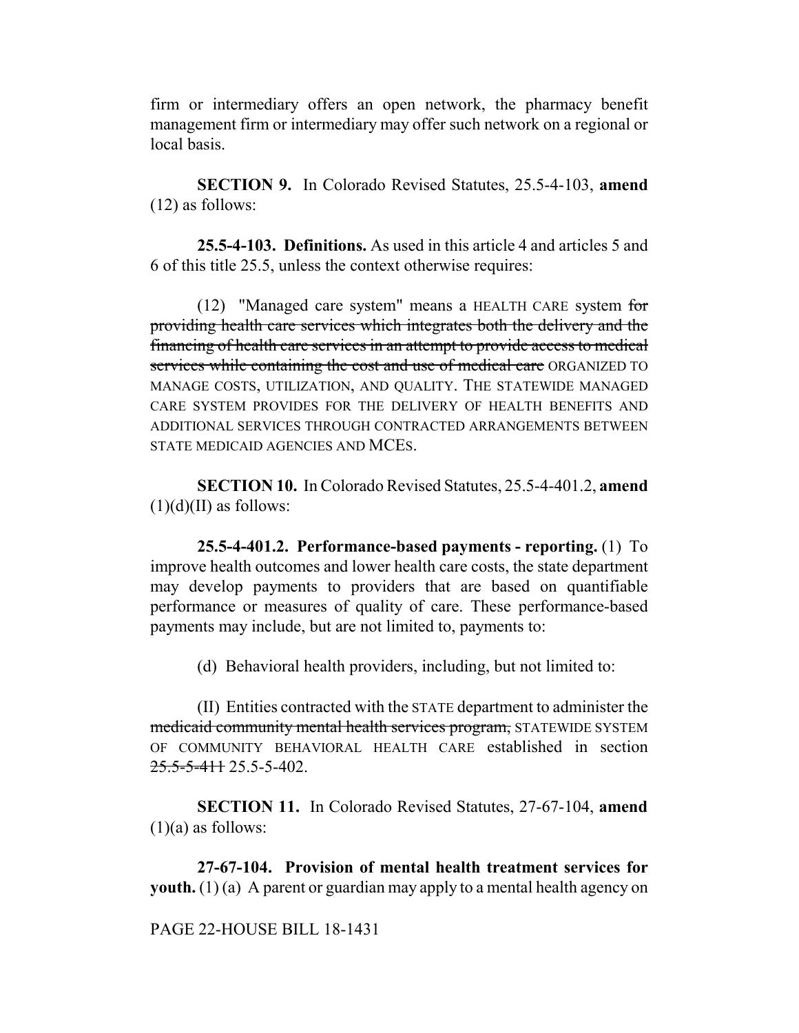firm or intermediary offers an open network, the pharmacy benefit management firm or intermediary may offer such network on a regional or local basis.

**SECTION 9.** In Colorado Revised Statutes, 25.5-4-103, **amend** (12) as follows:

**25.5-4-103. Definitions.** As used in this article 4 and articles 5 and 6 of this title 25.5, unless the context otherwise requires:

(12) "Managed care system" means a HEALTH CARE system ~~for providing health care services which integrates both the delivery and the financing of health care services in an attempt to provide access to medical services while containing the cost and use of medical care~~ ORGANIZED TO MANAGE COSTS, UTILIZATION, AND QUALITY. THE STATEWIDE MANAGED CARE SYSTEM PROVIDES FOR THE DELIVERY OF HEALTH BENEFITS AND ADDITIONAL SERVICES THROUGH CONTRACTED ARRANGEMENTS BETWEEN STATE MEDICAID AGENCIES AND MCEs.

**SECTION 10.** In Colorado Revised Statutes, 25.5-4-401.2, **amend** (1)(d)(II) as follows:

**25.5-4-401.2. Performance-based payments - reporting.** (1) To improve health outcomes and lower health care costs, the state department may develop payments to providers that are based on quantifiable performance or measures of quality of care. These performance-based payments may include, but are not limited to, payments to:

(d) Behavioral health providers, including, but not limited to:

(II) Entities contracted with the STATE department to administer the ~~medicaid community mental health services program,~~ STATEWIDE SYSTEM OF COMMUNITY BEHAVIORAL HEALTH CARE established in section ~~25.5-5-411~~ 25.5-5-402.

**SECTION 11.** In Colorado Revised Statutes, 27-67-104, **amend** (1)(a) as follows:

**27-67-104. Provision of mental health treatment services for youth.** (1) (a) A parent or guardian may apply to a mental health agency on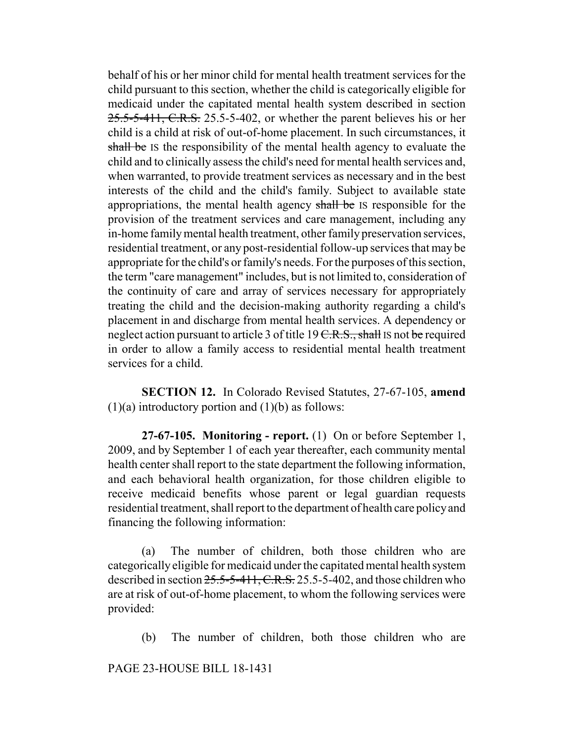behalf of his or her minor child for mental health treatment services for the child pursuant to this section, whether the child is categorically eligible for medicaid under the capitated mental health system described in section ~~25.5-5-411, C.R.S.~~ 25.5-5-402, or whether the parent believes his or her child is a child at risk of out-of-home placement. In such circumstances, it ~~shall be~~ IS the responsibility of the mental health agency to evaluate the child and to clinically assess the child's need for mental health services and, when warranted, to provide treatment services as necessary and in the best interests of the child and the child's family. Subject to available state appropriations, the mental health agency ~~shall be~~ IS responsible for the provision of the treatment services and care management, including any in-home family mental health treatment, other family preservation services, residential treatment, or any post-residential follow-up services that may be appropriate for the child's or family's needs. For the purposes of this section, the term "care management" includes, but is not limited to, consideration of the continuity of care and array of services necessary for appropriately treating the child and the decision-making authority regarding a child's placement in and discharge from mental health services. A dependency or neglect action pursuant to article 3 of title 19 ~~C.R.S., shall~~ IS not ~~be~~ required in order to allow a family access to residential mental health treatment services for a child.

**SECTION 12.** In Colorado Revised Statutes, 27-67-105, **amend** (1)(a) introductory portion and (1)(b) as follows:

**27-67-105. Monitoring - report.** (1) On or before September 1, 2009, and by September 1 of each year thereafter, each community mental health center shall report to the state department the following information, and each behavioral health organization, for those children eligible to receive medicaid benefits whose parent or legal guardian requests residential treatment, shall report to the department of health care policy and financing the following information:

(a) The number of children, both those children who are categorically eligible for medicaid under the capitated mental health system described in section ~~25.5-5-411, C.R.S.~~ 25.5-5-402, and those children who are at risk of out-of-home placement, to whom the following services were provided:

(b) The number of children, both those children who are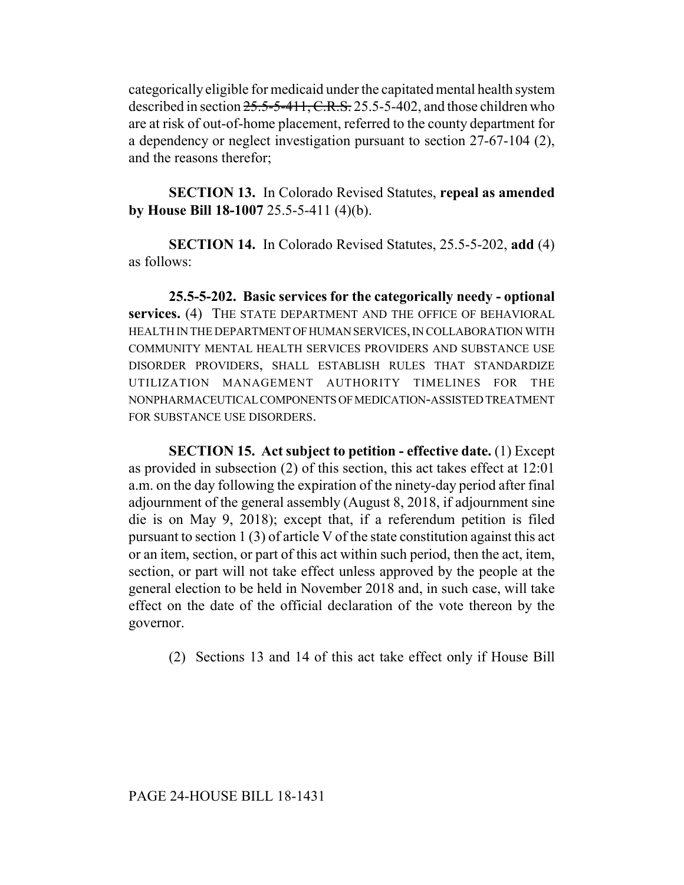categorically eligible for medicaid under the capitated mental health system described in section ~~25.5-5-411, C.R.S.~~ 25.5-5-402, and those children who are at risk of out-of-home placement, referred to the county department for a dependency or neglect investigation pursuant to section 27-67-104 (2), and the reasons therefor;

**SECTION 13.** In Colorado Revised Statutes, **repeal as amended by House Bill 18-1007** 25.5-5-411 (4)(b).

**SECTION 14.** In Colorado Revised Statutes, 25.5-5-202, **add** (4) as follows:

**25.5-5-202. Basic services for the categorically needy - optional services.** (4) THE STATE DEPARTMENT AND THE OFFICE OF BEHAVIORAL HEALTH IN THE DEPARTMENT OF HUMAN SERVICES, IN COLLABORATION WITH COMMUNITY MENTAL HEALTH SERVICES PROVIDERS AND SUBSTANCE USE DISORDER PROVIDERS, SHALL ESTABLISH RULES THAT STANDARDIZE UTILIZATION MANAGEMENT AUTHORITY TIMELINES FOR THE NONPHARMACEUTICAL COMPONENTS OF MEDICATION-ASSISTED TREATMENT FOR SUBSTANCE USE DISORDERS.

**SECTION 15. Act subject to petition - effective date.** (1) Except as provided in subsection (2) of this section, this act takes effect at 12:01 a.m. on the day following the expiration of the ninety-day period after final adjournment of the general assembly (August 8, 2018, if adjournment sine die is on May 9, 2018); except that, if a referendum petition is filed pursuant to section 1 (3) of article V of the state constitution against this act or an item, section, or part of this act within such period, then the act, item, section, or part will not take effect unless approved by the people at the general election to be held in November 2018 and, in such case, will take effect on the date of the official declaration of the vote thereon by the governor.

(2) Sections 13 and 14 of this act take effect only if House Bill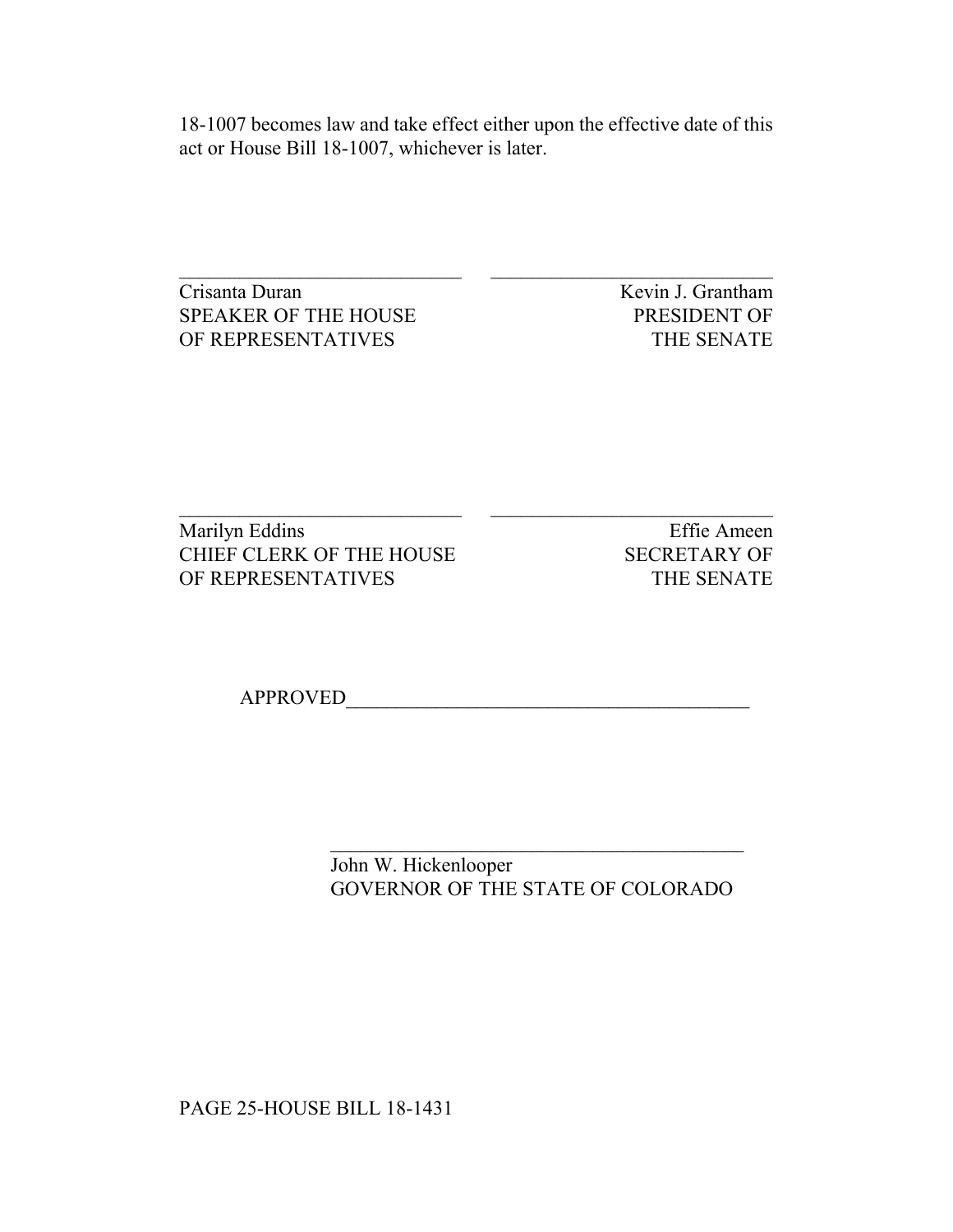18-1007 becomes law and take effect either upon the effective date of this act or House Bill 18-1007, whichever is later.

| | |
|---|---|
| \_\_\_\_\_\_\_\_\_\_\_\_\_\_\_\_\_\_\_\_\_\_\_\_\_\_\_\_ | \_\_\_\_\_\_\_\_\_\_\_\_\_\_\_\_\_\_\_\_\_\_\_\_\_\_\_\_ |
| Crisanta Duran | Kevin J. Grantham |
| SPEAKER OF THE HOUSE OF REPRESENTATIVES | PRESIDENT OF THE SENATE |

| | |
|---|---|
| \_\_\_\_\_\_\_\_\_\_\_\_\_\_\_\_\_\_\_\_\_\_\_\_\_\_\_\_ | \_\_\_\_\_\_\_\_\_\_\_\_\_\_\_\_\_\_\_\_\_\_\_\_\_\_\_\_ |
| Marilyn Eddins | Effie Ameen |
| CHIEF CLERK OF THE HOUSE OF REPRESENTATIVES | SECRETARY OF THE SENATE |

APPROVED\_\_\_\_\_\_\_\_\_\_\_\_\_\_\_\_\_\_\_\_\_\_\_\_\_\_\_\_\_\_\_\_\_\_\_\_\_\_\_\_

\_\_\_\_\_\_\_\_\_\_\_\_\_\_\_\_\_\_\_\_\_\_\_\_\_\_\_\_\_\_\_\_\_\_\_\_\_\_\_\_\_\_

John W. Hickenlooper
GOVERNOR OF THE STATE OF COLORADO

PAGE 25-HOUSE BILL 18-1431